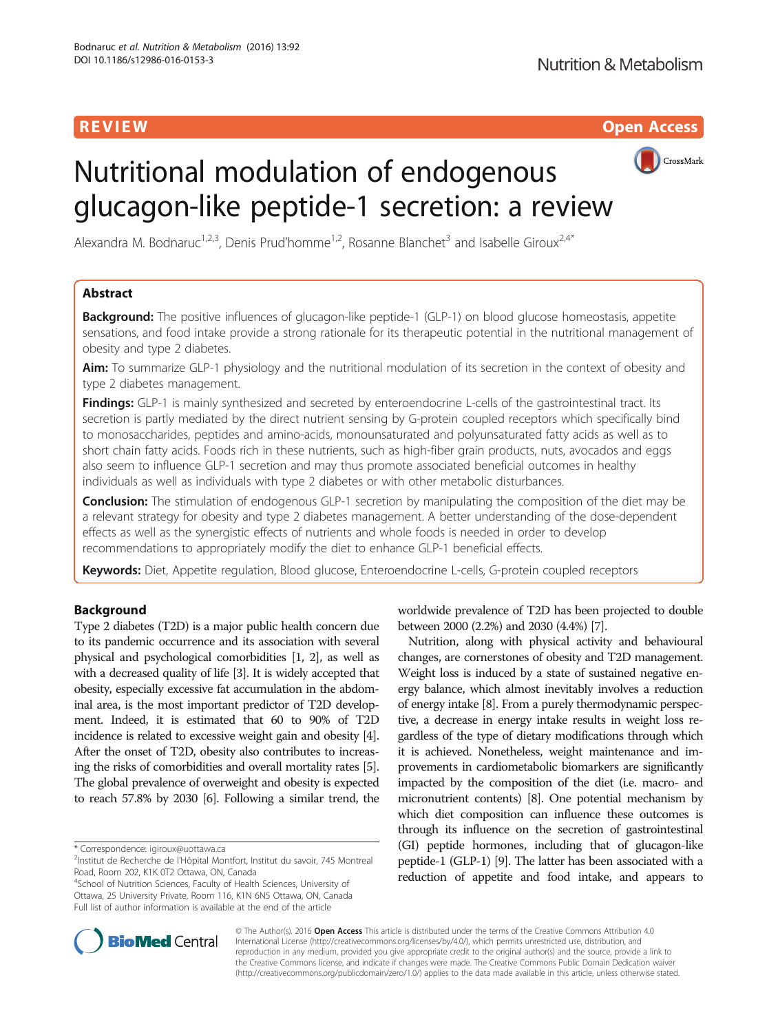REVIEW Open Access

# Nutritional modulation of endogenous glucagon-like peptide-1 secretion: a review

Alexandra M. Bodnaruc[1,2,3], Denis Prud'homme[1,2], Rosanne Blanchet[3] and Isabelle Giroux[2,4*]

## Abstract

**Background:** The positive influences of glucagon-like peptide-1 (GLP-1) on blood glucose homeostasis, appetite sensations, and food intake provide a strong rationale for its therapeutic potential in the nutritional management of obesity and type 2 diabetes.

**Aim:** To summarize GLP-1 physiology and the nutritional modulation of its secretion in the context of obesity and type 2 diabetes management.

**Findings:** GLP-1 is mainly synthesized and secreted by enteroendocrine L-cells of the gastrointestinal tract. Its secretion is partly mediated by the direct nutrient sensing by G-protein coupled receptors which specifically bind to monosaccharides, peptides and amino-acids, monounsaturated and polyunsaturated fatty acids as well as to short chain fatty acids. Foods rich in these nutrients, such as high-fiber grain products, nuts, avocados and eggs also seem to influence GLP-1 secretion and may thus promote associated beneficial outcomes in healthy individuals as well as individuals with type 2 diabetes or with other metabolic disturbances.

**Conclusion:** The stimulation of endogenous GLP-1 secretion by manipulating the composition of the diet may be a relevant strategy for obesity and type 2 diabetes management. A better understanding of the dose-dependent effects as well as the synergistic effects of nutrients and whole foods is needed in order to develop recommendations to appropriately modify the diet to enhance GLP-1 beneficial effects.

**Keywords:** Diet, Appetite regulation, Blood glucose, Enteroendocrine L-cells, G-protein coupled receptors

## Background

Type 2 diabetes (T2D) is a major public health concern due to its pandemic occurrence and its association with several physical and psychological comorbidities [1, 2], as well as with a decreased quality of life [3]. It is widely accepted that obesity, especially excessive fat accumulation in the abdominal area, is the most important predictor of T2D development. Indeed, it is estimated that 60 to 90% of T2D incidence is related to excessive weight gain and obesity [4]. After the onset of T2D, obesity also contributes to increasing the risks of comorbidities and overall mortality rates [5]. The global prevalence of overweight and obesity is expected to reach 57.8% by 2030 [6]. Following a similar trend, the worldwide prevalence of T2D has been projected to double between 2000 (2.2%) and 2030 (4.4%) [7].

Nutrition, along with physical activity and behavioural changes, are cornerstones of obesity and T2D management. Weight loss is induced by a state of sustained negative energy balance, which almost inevitably involves a reduction of energy intake [8]. From a purely thermodynamic perspective, a decrease in energy intake results in weight loss regardless of the type of dietary modifications through which it is achieved. Nonetheless, weight maintenance and improvements in cardiometabolic biomarkers are significantly impacted by the composition of the diet (i.e. macro- and micronutrient contents) [8]. One potential mechanism by which diet composition can influence these outcomes is through its influence on the secretion of gastrointestinal (GI) peptide hormones, including that of glucagon-like peptide-1 (GLP-1) [9]. The latter has been associated with a reduction of appetite and food intake, and appears to

\* Correspondence: igiroux@uottawa.ca
[2]Institut de Recherche de l'Hôpital Montfort, Institut du savoir, 745 Montreal Road, Room 202, K1K 0T2 Ottawa, ON, Canada
[4]School of Nutrition Sciences, Faculty of Health Sciences, University of Ottawa, 25 University Private, Room 116, K1N 6N5 Ottawa, ON, Canada
Full list of author information is available at the end of the article

© The Author(s). 2016 **Open Access** This article is distributed under the terms of the Creative Commons Attribution 4.0 International License (http://creativecommons.org/licenses/by/4.0/), which permits unrestricted use, distribution, and reproduction in any medium, provided you give appropriate credit to the original author(s) and the source, provide a link to the Creative Commons license, and indicate if changes were made. The Creative Commons Public Domain Dedication waiver (http://creativecommons.org/publicdomain/zero/1.0/) applies to the data made available in this article, unless otherwise stated.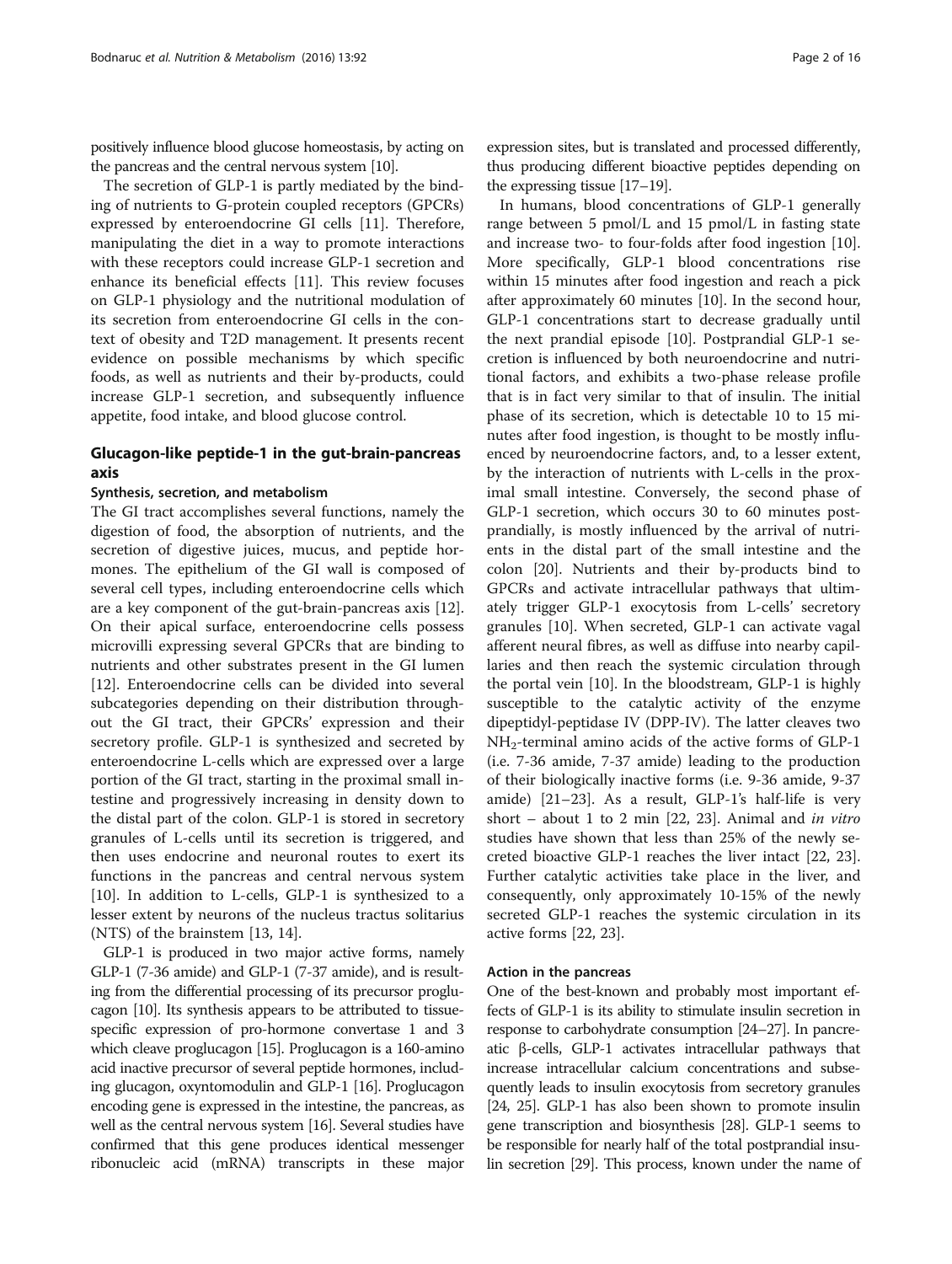positively influence blood glucose homeostasis, by acting on the pancreas and the central nervous system [10].

The secretion of GLP-1 is partly mediated by the binding of nutrients to G-protein coupled receptors (GPCRs) expressed by enteroendocrine GI cells [11]. Therefore, manipulating the diet in a way to promote interactions with these receptors could increase GLP-1 secretion and enhance its beneficial effects [11]. This review focuses on GLP-1 physiology and the nutritional modulation of its secretion from enteroendocrine GI cells in the context of obesity and T2D management. It presents recent evidence on possible mechanisms by which specific foods, as well as nutrients and their by-products, could increase GLP-1 secretion, and subsequently influence appetite, food intake, and blood glucose control.

## Glucagon-like peptide-1 in the gut-brain-pancreas axis

### Synthesis, secretion, and metabolism

The GI tract accomplishes several functions, namely the digestion of food, the absorption of nutrients, and the secretion of digestive juices, mucus, and peptide hormones. The epithelium of the GI wall is composed of several cell types, including enteroendocrine cells which are a key component of the gut-brain-pancreas axis [12]. On their apical surface, enteroendocrine cells possess microvilli expressing several GPCRs that are binding to nutrients and other substrates present in the GI lumen [12]. Enteroendocrine cells can be divided into several subcategories depending on their distribution throughout the GI tract, their GPCRs' expression and their secretory profile. GLP-1 is synthesized and secreted by enteroendocrine L-cells which are expressed over a large portion of the GI tract, starting in the proximal small intestine and progressively increasing in density down to the distal part of the colon. GLP-1 is stored in secretory granules of L-cells until its secretion is triggered, and then uses endocrine and neuronal routes to exert its functions in the pancreas and central nervous system [10]. In addition to L-cells, GLP-1 is synthesized to a lesser extent by neurons of the nucleus tractus solitarius (NTS) of the brainstem [13, 14].

GLP-1 is produced in two major active forms, namely GLP-1 (7-36 amide) and GLP-1 (7-37 amide), and is resulting from the differential processing of its precursor proglucagon [10]. Its synthesis appears to be attributed to tissue-specific expression of pro-hormone convertase 1 and 3 which cleave proglucagon [15]. Proglucagon is a 160-amino acid inactive precursor of several peptide hormones, including glucagon, oxyntomodulin and GLP-1 [16]. Proglucagon encoding gene is expressed in the intestine, the pancreas, as well as the central nervous system [16]. Several studies have confirmed that this gene produces identical messenger ribonucleic acid (mRNA) transcripts in these major expression sites, but is translated and processed differently, thus producing different bioactive peptides depending on the expressing tissue [17–19].

In humans, blood concentrations of GLP-1 generally range between 5 pmol/L and 15 pmol/L in fasting state and increase two- to four-folds after food ingestion [10]. More specifically, GLP-1 blood concentrations rise within 15 minutes after food ingestion and reach a pick after approximately 60 minutes [10]. In the second hour, GLP-1 concentrations start to decrease gradually until the next prandial episode [10]. Postprandial GLP-1 secretion is influenced by both neuroendocrine and nutritional factors, and exhibits a two-phase release profile that is in fact very similar to that of insulin. The initial phase of its secretion, which is detectable 10 to 15 minutes after food ingestion, is thought to be mostly influenced by neuroendocrine factors, and, to a lesser extent, by the interaction of nutrients with L-cells in the proximal small intestine. Conversely, the second phase of GLP-1 secretion, which occurs 30 to 60 minutes postprandially, is mostly influenced by the arrival of nutrients in the distal part of the small intestine and the colon [20]. Nutrients and their by-products bind to GPCRs and activate intracellular pathways that ultimately trigger GLP-1 exocytosis from L-cells' secretory granules [10]. When secreted, GLP-1 can activate vagal afferent neural fibres, as well as diffuse into nearby capillaries and then reach the systemic circulation through the portal vein [10]. In the bloodstream, GLP-1 is highly susceptible to the catalytic activity of the enzyme dipeptidyl-peptidase IV (DPP-IV). The latter cleaves two $NH_2$-terminal amino acids of the active forms of GLP-1 (i.e. 7-36 amide, 7-37 amide) leading to the production of their biologically inactive forms (i.e. 9-36 amide, 9-37 amide) [21–23]. As a result, GLP-1's half-life is very short – about 1 to 2 min [22, 23]. Animal and *in vitro* studies have shown that less than 25% of the newly secreted bioactive GLP-1 reaches the liver intact [22, 23]. Further catalytic activities take place in the liver, and consequently, only approximately 10-15% of the newly secreted GLP-1 reaches the systemic circulation in its active forms [22, 23].

### Action in the pancreas

One of the best-known and probably most important effects of GLP-1 is its ability to stimulate insulin secretion in response to carbohydrate consumption [24–27]. In pancreatic β-cells, GLP-1 activates intracellular pathways that increase intracellular calcium concentrations and subsequently leads to insulin exocytosis from secretory granules [24, 25]. GLP-1 has also been shown to promote insulin gene transcription and biosynthesis [28]. GLP-1 seems to be responsible for nearly half of the total postprandial insulin secretion [29]. This process, known under the name of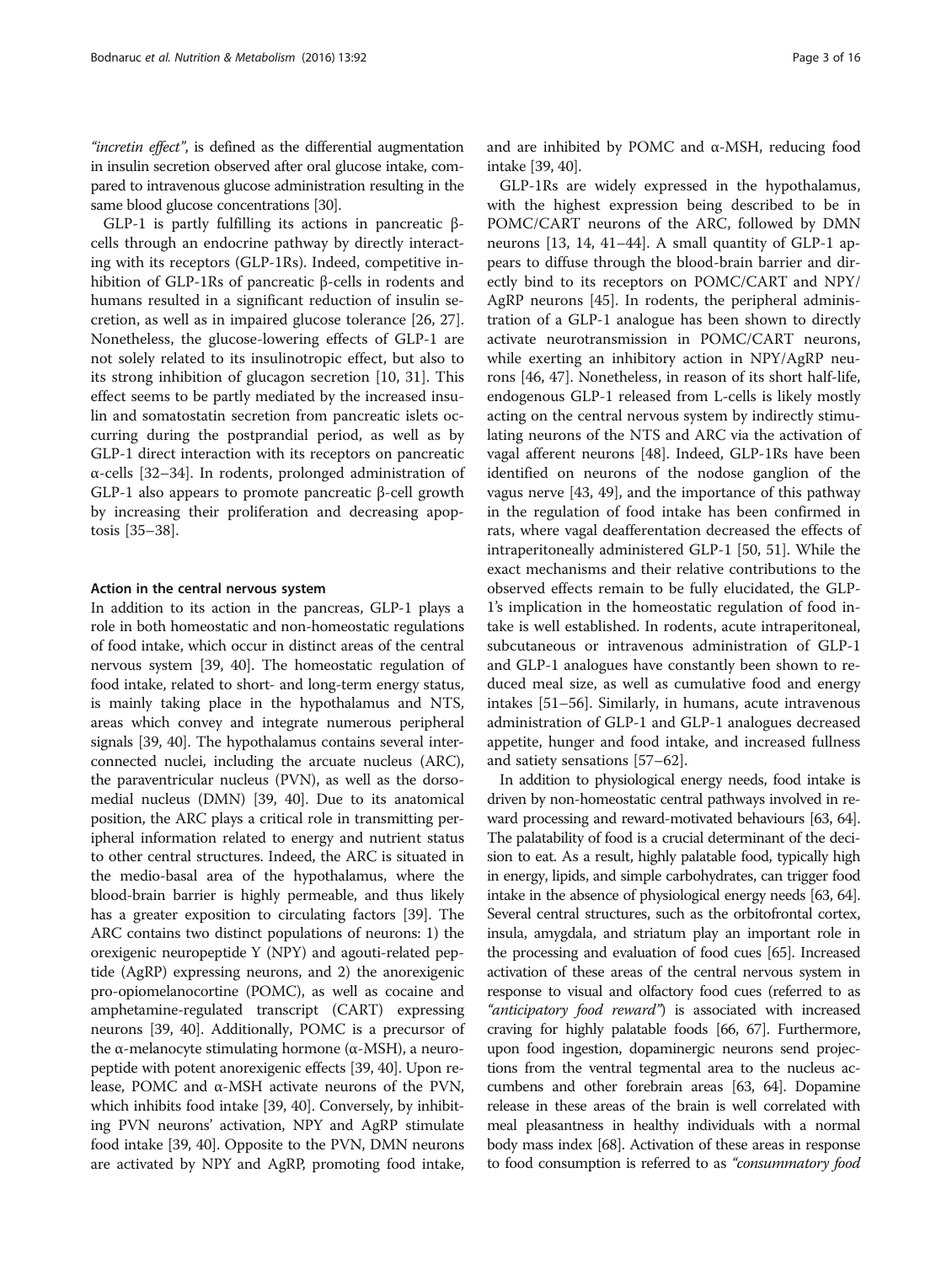*"incretin effect"*, is defined as the differential augmentation in insulin secretion observed after oral glucose intake, compared to intravenous glucose administration resulting in the same blood glucose concentrations [30].

GLP-1 is partly fulfilling its actions in pancreatic β-cells through an endocrine pathway by directly interacting with its receptors (GLP-1Rs). Indeed, competitive inhibition of GLP-1Rs of pancreatic β-cells in rodents and humans resulted in a significant reduction of insulin secretion, as well as in impaired glucose tolerance [26, 27]. Nonetheless, the glucose-lowering effects of GLP-1 are not solely related to its insulinotropic effect, but also to its strong inhibition of glucagon secretion [10, 31]. This effect seems to be partly mediated by the increased insulin and somatostatin secretion from pancreatic islets occurring during the postprandial period, as well as by GLP-1 direct interaction with its receptors on pancreatic α-cells [32–34]. In rodents, prolonged administration of GLP-1 also appears to promote pancreatic β-cell growth by increasing their proliferation and decreasing apoptosis [35–38].

#### Action in the central nervous system

In addition to its action in the pancreas, GLP-1 plays a role in both homeostatic and non-homeostatic regulations of food intake, which occur in distinct areas of the central nervous system [39, 40]. The homeostatic regulation of food intake, related to short- and long-term energy status, is mainly taking place in the hypothalamus and NTS, areas which convey and integrate numerous peripheral signals [39, 40]. The hypothalamus contains several interconnected nuclei, including the arcuate nucleus (ARC), the paraventricular nucleus (PVN), as well as the dorsomedial nucleus (DMN) [39, 40]. Due to its anatomical position, the ARC plays a critical role in transmitting peripheral information related to energy and nutrient status to other central structures. Indeed, the ARC is situated in the medio-basal area of the hypothalamus, where the blood-brain barrier is highly permeable, and thus likely has a greater exposition to circulating factors [39]. The ARC contains two distinct populations of neurons: 1) the orexigenic neuropeptide Y (NPY) and agouti-related peptide (AgRP) expressing neurons, and 2) the anorexigenic pro-opiomelanocortine (POMC), as well as cocaine and amphetamine-regulated transcript (CART) expressing neurons [39, 40]. Additionally, POMC is a precursor of the α-melanocyte stimulating hormone (α-MSH), a neuropeptide with potent anorexigenic effects [39, 40]. Upon release, POMC and α-MSH activate neurons of the PVN, which inhibits food intake [39, 40]. Conversely, by inhibiting PVN neurons' activation, NPY and AgRP stimulate food intake [39, 40]. Opposite to the PVN, DMN neurons are activated by NPY and AgRP, promoting food intake, and are inhibited by POMC and α-MSH, reducing food intake [39, 40].

GLP-1Rs are widely expressed in the hypothalamus, with the highest expression being described to be in POMC/CART neurons of the ARC, followed by DMN neurons [13, 14, 41–44]. A small quantity of GLP-1 appears to diffuse through the blood-brain barrier and directly bind to its receptors on POMC/CART and NPY/AgRP neurons [45]. In rodents, the peripheral administration of a GLP-1 analogue has been shown to directly activate neurotransmission in POMC/CART neurons, while exerting an inhibitory action in NPY/AgRP neurons [46, 47]. Nonetheless, in reason of its short half-life, endogenous GLP-1 released from L-cells is likely mostly acting on the central nervous system by indirectly stimulating neurons of the NTS and ARC via the activation of vagal afferent neurons [48]. Indeed, GLP-1Rs have been identified on neurons of the nodose ganglion of the vagus nerve [43, 49], and the importance of this pathway in the regulation of food intake has been confirmed in rats, where vagal deafferentation decreased the effects of intraperitoneally administered GLP-1 [50, 51]. While the exact mechanisms and their relative contributions to the observed effects remain to be fully elucidated, the GLP-1's implication in the homeostatic regulation of food intake is well established. In rodents, acute intraperitoneal, subcutaneous or intravenous administration of GLP-1 and GLP-1 analogues have constantly been shown to reduced meal size, as well as cumulative food and energy intakes [51–56]. Similarly, in humans, acute intravenous administration of GLP-1 and GLP-1 analogues decreased appetite, hunger and food intake, and increased fullness and satiety sensations [57–62].

In addition to physiological energy needs, food intake is driven by non-homeostatic central pathways involved in reward processing and reward-motivated behaviours [63, 64]. The palatability of food is a crucial determinant of the decision to eat. As a result, highly palatable food, typically high in energy, lipids, and simple carbohydrates, can trigger food intake in the absence of physiological energy needs [63, 64]. Several central structures, such as the orbitofrontal cortex, insula, amygdala, and striatum play an important role in the processing and evaluation of food cues [65]. Increased activation of these areas of the central nervous system in response to visual and olfactory food cues (referred to as *"anticipatory food reward"*) is associated with increased craving for highly palatable foods [66, 67]. Furthermore, upon food ingestion, dopaminergic neurons send projections from the ventral tegmental area to the nucleus accumbens and other forebrain areas [63, 64]. Dopamine release in these areas of the brain is well correlated with meal pleasantness in healthy individuals with a normal body mass index [68]. Activation of these areas in response to food consumption is referred to as *"consummatory food*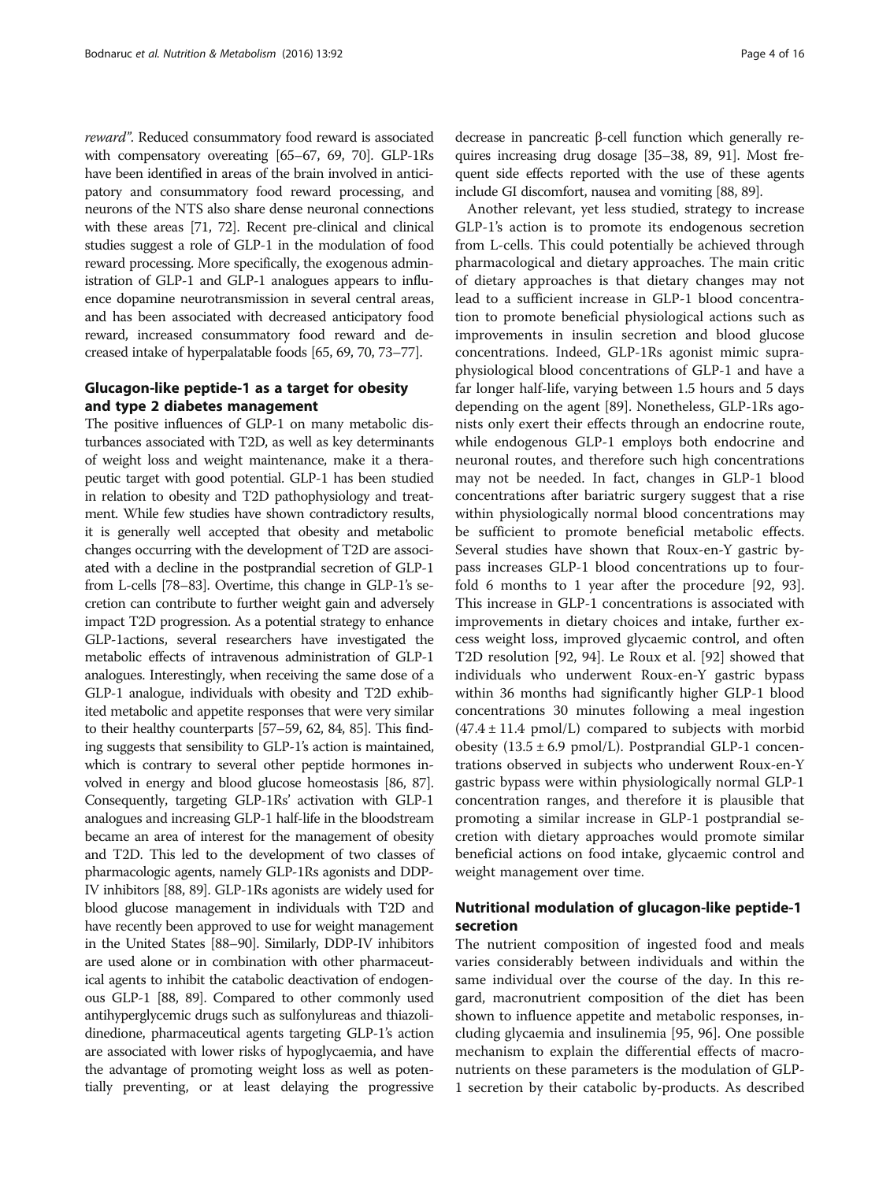reward". Reduced consummatory food reward is associated with compensatory overeating [65–67, 69, 70]. GLP-1Rs have been identified in areas of the brain involved in anticipatory and consummatory food reward processing, and neurons of the NTS also share dense neuronal connections with these areas [71, 72]. Recent pre-clinical and clinical studies suggest a role of GLP-1 in the modulation of food reward processing. More specifically, the exogenous administration of GLP-1 and GLP-1 analogues appears to influence dopamine neurotransmission in several central areas, and has been associated with decreased anticipatory food reward, increased consummatory food reward and decreased intake of hyperpalatable foods [65, 69, 70, 73–77].

## Glucagon-like peptide-1 as a target for obesity and type 2 diabetes management

The positive influences of GLP-1 on many metabolic disturbances associated with T2D, as well as key determinants of weight loss and weight maintenance, make it a therapeutic target with good potential. GLP-1 has been studied in relation to obesity and T2D pathophysiology and treatment. While few studies have shown contradictory results, it is generally well accepted that obesity and metabolic changes occurring with the development of T2D are associated with a decline in the postprandial secretion of GLP-1 from L-cells [78–83]. Overtime, this change in GLP-1's secretion can contribute to further weight gain and adversely impact T2D progression. As a potential strategy to enhance GLP-1actions, several researchers have investigated the metabolic effects of intravenous administration of GLP-1 analogues. Interestingly, when receiving the same dose of a GLP-1 analogue, individuals with obesity and T2D exhibited metabolic and appetite responses that were very similar to their healthy counterparts [57–59, 62, 84, 85]. This finding suggests that sensibility to GLP-1's action is maintained, which is contrary to several other peptide hormones involved in energy and blood glucose homeostasis [86, 87]. Consequently, targeting GLP-1Rs' activation with GLP-1 analogues and increasing GLP-1 half-life in the bloodstream became an area of interest for the management of obesity and T2D. This led to the development of two classes of pharmacologic agents, namely GLP-1Rs agonists and DDP-IV inhibitors [88, 89]. GLP-1Rs agonists are widely used for blood glucose management in individuals with T2D and have recently been approved to use for weight management in the United States [88–90]. Similarly, DDP-IV inhibitors are used alone or in combination with other pharmaceutical agents to inhibit the catabolic deactivation of endogenous GLP-1 [88, 89]. Compared to other commonly used antihyperglycemic drugs such as sulfonylureas and thiazolidinedione, pharmaceutical agents targeting GLP-1's action are associated with lower risks of hypoglycaemia, and have the advantage of promoting weight loss as well as potentially preventing, or at least delaying the progressive decrease in pancreatic β-cell function which generally requires increasing drug dosage [35–38, 89, 91]. Most frequent side effects reported with the use of these agents include GI discomfort, nausea and vomiting [88, 89].

Another relevant, yet less studied, strategy to increase GLP-1's action is to promote its endogenous secretion from L-cells. This could potentially be achieved through pharmacological and dietary approaches. The main critic of dietary approaches is that dietary changes may not lead to a sufficient increase in GLP-1 blood concentration to promote beneficial physiological actions such as improvements in insulin secretion and blood glucose concentrations. Indeed, GLP-1Rs agonist mimic supraphysiological blood concentrations of GLP-1 and have a far longer half-life, varying between 1.5 hours and 5 days depending on the agent [89]. Nonetheless, GLP-1Rs agonists only exert their effects through an endocrine route, while endogenous GLP-1 employs both endocrine and neuronal routes, and therefore such high concentrations may not be needed. In fact, changes in GLP-1 blood concentrations after bariatric surgery suggest that a rise within physiologically normal blood concentrations may be sufficient to promote beneficial metabolic effects. Several studies have shown that Roux-en-Y gastric bypass increases GLP-1 blood concentrations up to fourfold 6 months to 1 year after the procedure [92, 93]. This increase in GLP-1 concentrations is associated with improvements in dietary choices and intake, further excess weight loss, improved glycaemic control, and often T2D resolution [92, 94]. Le Roux et al. [92] showed that individuals who underwent Roux-en-Y gastric bypass within 36 months had significantly higher GLP-1 blood concentrations 30 minutes following a meal ingestion ($47.4 \pm 11.4$ pmol/L) compared to subjects with morbid obesity ($13.5 \pm 6.9$ pmol/L). Postprandial GLP-1 concentrations observed in subjects who underwent Roux-en-Y gastric bypass were within physiologically normal GLP-1 concentration ranges, and therefore it is plausible that promoting a similar increase in GLP-1 postprandial secretion with dietary approaches would promote similar beneficial actions on food intake, glycaemic control and weight management over time.

## Nutritional modulation of glucagon-like peptide-1 secretion

The nutrient composition of ingested food and meals varies considerably between individuals and within the same individual over the course of the day. In this regard, macronutrient composition of the diet has been shown to influence appetite and metabolic responses, including glycaemia and insulinemia [95, 96]. One possible mechanism to explain the differential effects of macronutrients on these parameters is the modulation of GLP-1 secretion by their catabolic by-products. As described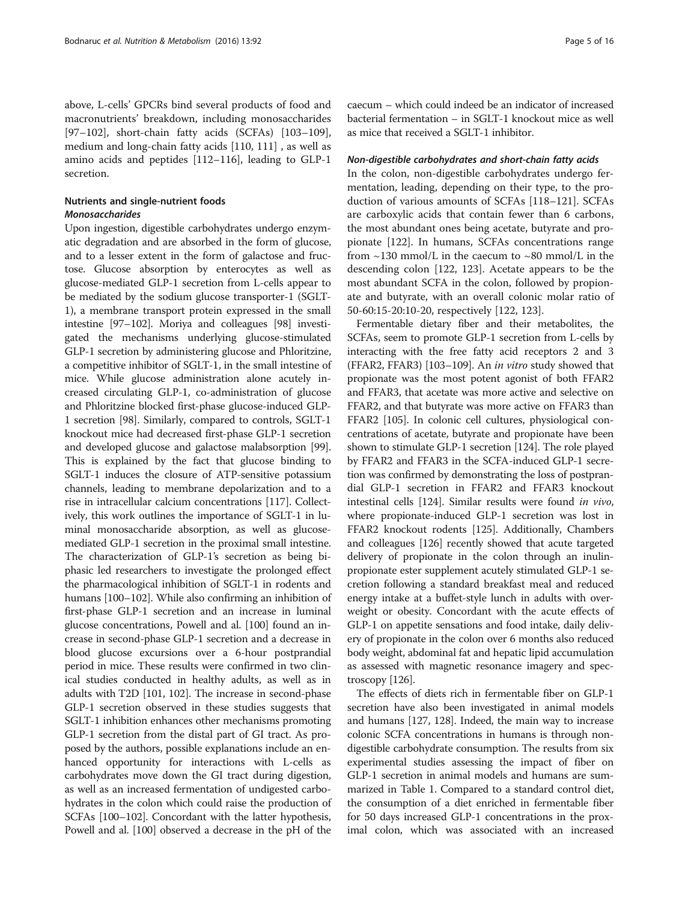above, L-cells' GPCRs bind several products of food and macronutrients' breakdown, including monosaccharides [97–102], short-chain fatty acids (SCFAs) [103–109], medium and long-chain fatty acids [110, 111] , as well as amino acids and peptides [112–116], leading to GLP-1 secretion.

## Nutrients and single-nutrient foods

### *Monosaccharides*

Upon ingestion, digestible carbohydrates undergo enzymatic degradation and are absorbed in the form of glucose, and to a lesser extent in the form of galactose and fructose. Glucose absorption by enterocytes as well as glucose-mediated GLP-1 secretion from L-cells appear to be mediated by the sodium glucose transporter-1 (SGLT-1), a membrane transport protein expressed in the small intestine [97–102]. Moriya and colleagues [98] investigated the mechanisms underlying glucose-stimulated GLP-1 secretion by administering glucose and Phloritzine, a competitive inhibitor of SGLT-1, in the small intestine of mice. While glucose administration alone acutely increased circulating GLP-1, co-administration of glucose and Phloritzine blocked first-phase glucose-induced GLP-1 secretion [98]. Similarly, compared to controls, SGLT-1 knockout mice had decreased first-phase GLP-1 secretion and developed glucose and galactose malabsorption [99]. This is explained by the fact that glucose binding to SGLT-1 induces the closure of ATP-sensitive potassium channels, leading to membrane depolarization and to a rise in intracellular calcium concentrations [117]. Collectively, this work outlines the importance of SGLT-1 in luminal monosaccharide absorption, as well as glucose-mediated GLP-1 secretion in the proximal small intestine. The characterization of GLP-1's secretion as being biphasic led researchers to investigate the prolonged effect the pharmacological inhibition of SGLT-1 in rodents and humans [100–102]. While also confirming an inhibition of first-phase GLP-1 secretion and an increase in luminal glucose concentrations, Powell and al. [100] found an increase in second-phase GLP-1 secretion and a decrease in blood glucose excursions over a 6-hour postprandial period in mice. These results were confirmed in two clinical studies conducted in healthy adults, as well as in adults with T2D [101, 102]. The increase in second-phase GLP-1 secretion observed in these studies suggests that SGLT-1 inhibition enhances other mechanisms promoting GLP-1 secretion from the distal part of GI tract. As proposed by the authors, possible explanations include an enhanced opportunity for interactions with L-cells as carbohydrates move down the GI tract during digestion, as well as an increased fermentation of undigested carbohydrates in the colon which could raise the production of SCFAs [100–102]. Concordant with the latter hypothesis, Powell and al. [100] observed a decrease in the pH of the caecum – which could indeed be an indicator of increased bacterial fermentation – in SGLT-1 knockout mice as well as mice that received a SGLT-1 inhibitor.

### *Non-digestible carbohydrates and short-chain fatty acids*

In the colon, non-digestible carbohydrates undergo fermentation, leading, depending on their type, to the production of various amounts of SCFAs [118–121]. SCFAs are carboxylic acids that contain fewer than 6 carbons, the most abundant ones being acetate, butyrate and propionate [122]. In humans, SCFAs concentrations range from ~130 mmol/L in the caecum to ~80 mmol/L in the descending colon [122, 123]. Acetate appears to be the most abundant SCFA in the colon, followed by propionate and butyrate, with an overall colonic molar ratio of 50-60:15-20:10-20, respectively [122, 123].

Fermentable dietary fiber and their metabolites, the SCFAs, seem to promote GLP-1 secretion from L-cells by interacting with the free fatty acid receptors 2 and 3 (FFAR2, FFAR3) [103–109]. An *in vitro* study showed that propionate was the most potent agonist of both FFAR2 and FFAR3, that acetate was more active and selective on FFAR2, and that butyrate was more active on FFAR3 than FFAR2 [105]. In colonic cell cultures, physiological concentrations of acetate, butyrate and propionate have been shown to stimulate GLP-1 secretion [124]. The role played by FFAR2 and FFAR3 in the SCFA-induced GLP-1 secretion was confirmed by demonstrating the loss of postprandial GLP-1 secretion in FFAR2 and FFAR3 knockout intestinal cells [124]. Similar results were found *in vivo*, where propionate-induced GLP-1 secretion was lost in FFAR2 knockout rodents [125]. Additionally, Chambers and colleagues [126] recently showed that acute targeted delivery of propionate in the colon through an inulin-propionate ester supplement acutely stimulated GLP-1 secretion following a standard breakfast meal and reduced energy intake at a buffet-style lunch in adults with overweight or obesity. Concordant with the acute effects of GLP-1 on appetite sensations and food intake, daily delivery of propionate in the colon over 6 months also reduced body weight, abdominal fat and hepatic lipid accumulation as assessed with magnetic resonance imagery and spectroscopy [126].

The effects of diets rich in fermentable fiber on GLP-1 secretion have also been investigated in animal models and humans [127, 128]. Indeed, the main way to increase colonic SCFA concentrations in humans is through non-digestible carbohydrate consumption. The results from six experimental studies assessing the impact of fiber on GLP-1 secretion in animal models and humans are summarized in Table 1. Compared to a standard control diet, the consumption of a diet enriched in fermentable fiber for 50 days increased GLP-1 concentrations in the proximal colon, which was associated with an increased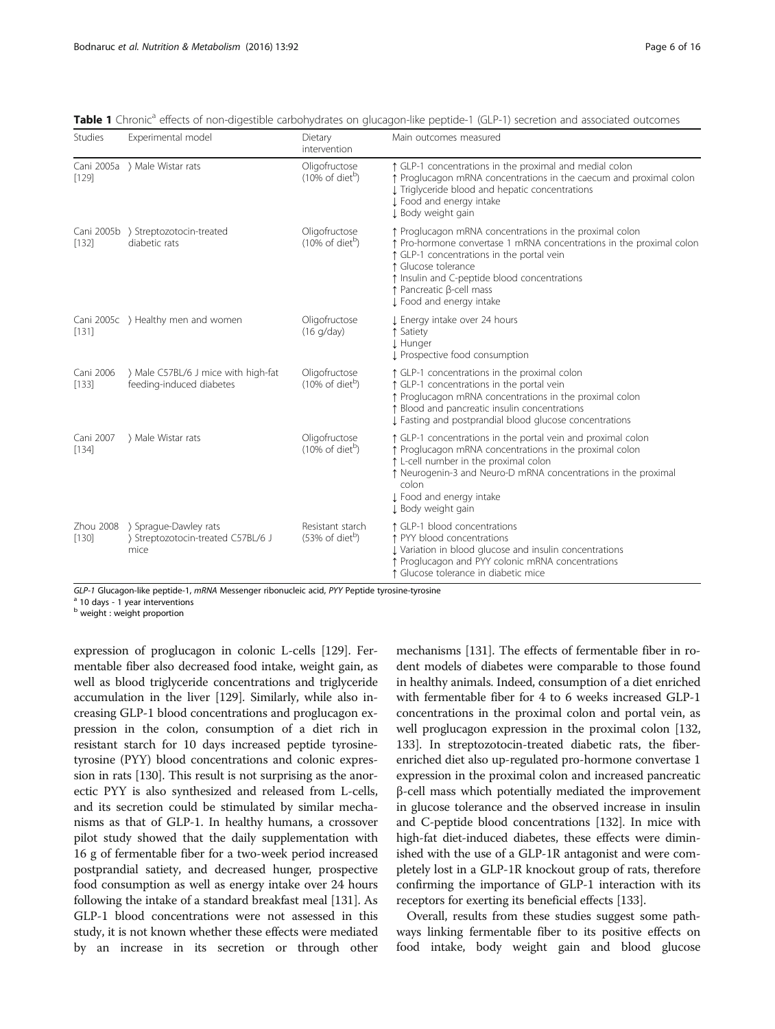**Table 1** Chronic[a] effects of non-digestible carbohydrates on glucagon-like peptide-1 (GLP-1) secretion and associated outcomes

| Studies | Experimental model | Dietary intervention | Main outcomes measured |
|---|---|---|---|
| Cani 2005a [129] | 〉Male Wistar rats | Oligofructose (10% of diet[b]) | ↑ GLP-1 concentrations in the proximal and medial colon<br>↑ Proglucagon mRNA concentrations in the caecum and proximal colon<br>↓ Triglyceride blood and hepatic concentrations<br>↓ Food and energy intake<br>↓ Body weight gain |
| Cani 2005b [132] | 〉Streptozotocin-treated diabetic rats | Oligofructose (10% of diet[b]) | ↑ Proglucagon mRNA concentrations in the proximal colon<br>↑ Pro-hormone convertase 1 mRNA concentrations in the proximal colon<br>↑ GLP-1 concentrations in the portal vein<br>↑ Glucose tolerance<br>↑ Insulin and C-peptide blood concentrations<br>↑ Pancreatic β-cell mass<br>↓ Food and energy intake |
| Cani 2005c [131] | 〉Healthy men and women | Oligofructose (16 g/day) | ↓ Energy intake over 24 hours<br>↑ Satiety<br>↓ Hunger<br>↓ Prospective food consumption |
| Cani 2006 [133] | 〉Male C57BL/6 J mice with high-fat feeding-induced diabetes | Oligofructose (10% of diet[b]) | ↑ GLP-1 concentrations in the proximal colon<br>↑ GLP-1 concentrations in the portal vein<br>↑ Proglucagon mRNA concentrations in the proximal colon<br>↑ Blood and pancreatic insulin concentrations<br>↓ Fasting and postprandial blood glucose concentrations |
| Cani 2007 [134] | 〉Male Wistar rats | Oligofructose (10% of diet[b]) | ↑ GLP-1 concentrations in the portal vein and proximal colon<br>↑ Proglucagon mRNA concentrations in the proximal colon<br>↑ L-cell number in the proximal colon<br>↑ Neurogenin-3 and Neuro-D mRNA concentrations in the proximal colon<br>↓ Food and energy intake<br>↓ Body weight gain |
| Zhou 2008 [130] | 〉Sprague-Dawley rats<br>〉Streptozotocin-treated C57BL/6 J mice | Resistant starch (53% of diet[b]) | ↑ GLP-1 blood concentrations<br>↑ PYY blood concentrations<br>↓ Variation in blood glucose and insulin concentrations<br>↑ Proglucagon and PYY colonic mRNA concentrations<br>↑ Glucose tolerance in diabetic mice |

*GLP-1* Glucagon-like peptide-1, *mRNA* Messenger ribonucleic acid, *PYY* Peptide tyrosine-tyrosine
[a] 10 days - 1 year interventions
[b] weight : weight proportion

expression of proglucagon in colonic L-cells [129]. Fermentable fiber also decreased food intake, weight gain, as well as blood triglyceride concentrations and triglyceride accumulation in the liver [129]. Similarly, while also increasing GLP-1 blood concentrations and proglucagon expression in the colon, consumption of a diet rich in resistant starch for 10 days increased peptide tyrosine-tyrosine (PYY) blood concentrations and colonic expression in rats [130]. This result is not surprising as the anorectic PYY is also synthesized and released from L-cells, and its secretion could be stimulated by similar mechanisms as that of GLP-1. In healthy humans, a crossover pilot study showed that the daily supplementation with 16 g of fermentable fiber for a two-week period increased postprandial satiety, and decreased hunger, prospective food consumption as well as energy intake over 24 hours following the intake of a standard breakfast meal [131]. As GLP-1 blood concentrations were not assessed in this study, it is not known whether these effects were mediated by an increase in its secretion or through other mechanisms [131]. The effects of fermentable fiber in rodent models of diabetes were comparable to those found in healthy animals. Indeed, consumption of a diet enriched with fermentable fiber for 4 to 6 weeks increased GLP-1 concentrations in the proximal colon and portal vein, as well proglucagon expression in the proximal colon [132, 133]. In streptozotocin-treated diabetic rats, the fiber-enriched diet also up-regulated pro-hormone convertase 1 expression in the proximal colon and increased pancreatic β-cell mass which potentially mediated the improvement in glucose tolerance and the observed increase in insulin and C-peptide blood concentrations [132]. In mice with high-fat diet-induced diabetes, these effects were diminished with the use of a GLP-1R antagonist and were completely lost in a GLP-1R knockout group of rats, therefore confirming the importance of GLP-1 interaction with its receptors for exerting its beneficial effects [133].

Overall, results from these studies suggest some pathways linking fermentable fiber to its positive effects on food intake, body weight gain and blood glucose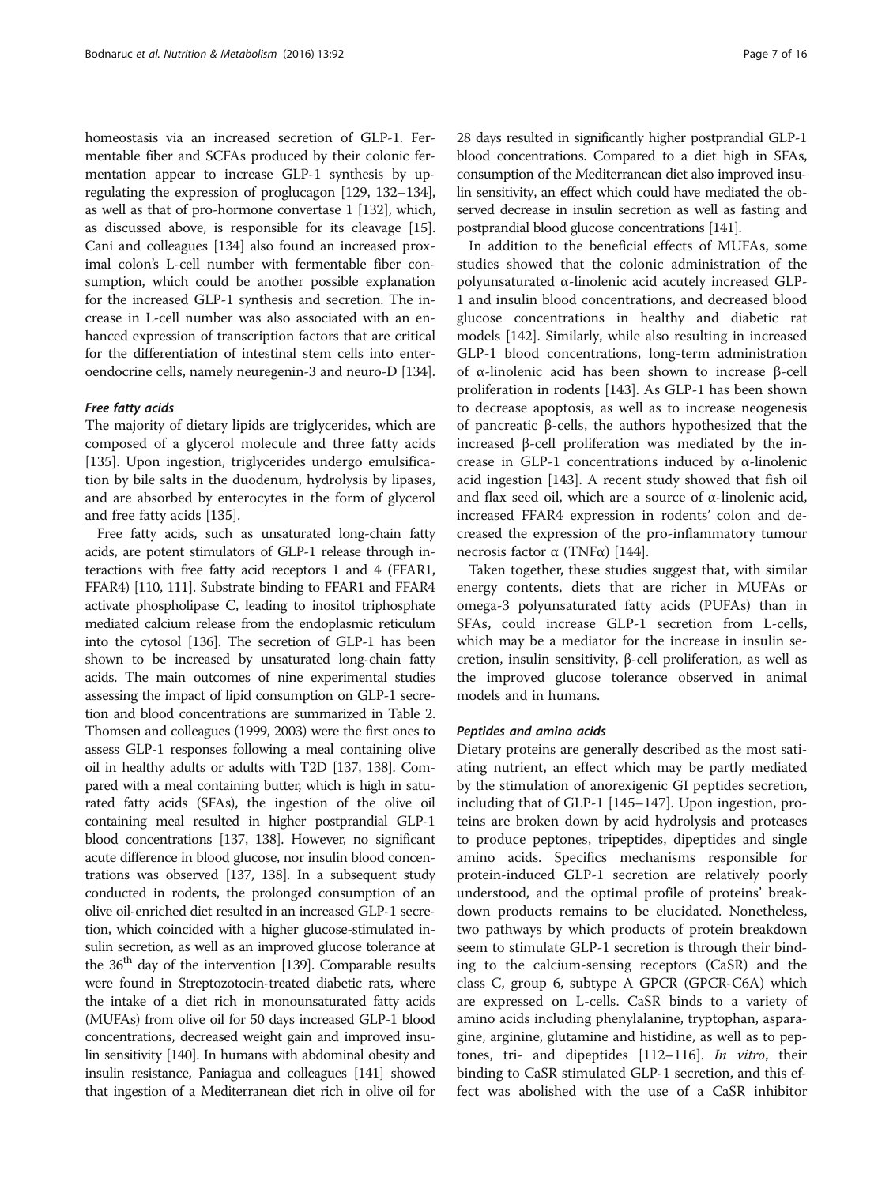homeostasis via an increased secretion of GLP-1. Fermentable fiber and SCFAs produced by their colonic fermentation appear to increase GLP-1 synthesis by upregulating the expression of proglucagon [129, 132–134], as well as that of pro-hormone convertase 1 [132], which, as discussed above, is responsible for its cleavage [15]. Cani and colleagues [134] also found an increased proximal colon's L-cell number with fermentable fiber consumption, which could be another possible explanation for the increased GLP-1 synthesis and secretion. The increase in L-cell number was also associated with an enhanced expression of transcription factors that are critical for the differentiation of intestinal stem cells into enteroendocrine cells, namely neuregenin-3 and neuro-D [134].

#### *Free fatty acids*

The majority of dietary lipids are triglycerides, which are composed of a glycerol molecule and three fatty acids [135]. Upon ingestion, triglycerides undergo emulsification by bile salts in the duodenum, hydrolysis by lipases, and are absorbed by enterocytes in the form of glycerol and free fatty acids [135].

Free fatty acids, such as unsaturated long-chain fatty acids, are potent stimulators of GLP-1 release through interactions with free fatty acid receptors 1 and 4 (FFAR1, FFAR4) [110, 111]. Substrate binding to FFAR1 and FFAR4 activate phospholipase C, leading to inositol triphosphate mediated calcium release from the endoplasmic reticulum into the cytosol [136]. The secretion of GLP-1 has been shown to be increased by unsaturated long-chain fatty acids. The main outcomes of nine experimental studies assessing the impact of lipid consumption on GLP-1 secretion and blood concentrations are summarized in Table 2. Thomsen and colleagues (1999, 2003) were the first ones to assess GLP-1 responses following a meal containing olive oil in healthy adults or adults with T2D [137, 138]. Compared with a meal containing butter, which is high in saturated fatty acids (SFAs), the ingestion of the olive oil containing meal resulted in higher postprandial GLP-1 blood concentrations [137, 138]. However, no significant acute difference in blood glucose, nor insulin blood concentrations was observed [137, 138]. In a subsequent study conducted in rodents, the prolonged consumption of an olive oil-enriched diet resulted in an increased GLP-1 secretion, which coincided with a higher glucose-stimulated insulin secretion, as well as an improved glucose tolerance at the 36$^{th}$ day of the intervention [139]. Comparable results were found in Streptozotocin-treated diabetic rats, where the intake of a diet rich in monounsaturated fatty acids (MUFAs) from olive oil for 50 days increased GLP-1 blood concentrations, decreased weight gain and improved insulin sensitivity [140]. In humans with abdominal obesity and insulin resistance, Paniagua and colleagues [141] showed that ingestion of a Mediterranean diet rich in olive oil for 28 days resulted in significantly higher postprandial GLP-1 blood concentrations. Compared to a diet high in SFAs, consumption of the Mediterranean diet also improved insulin sensitivity, an effect which could have mediated the observed decrease in insulin secretion as well as fasting and postprandial blood glucose concentrations [141].

In addition to the beneficial effects of MUFAs, some studies showed that the colonic administration of the polyunsaturated α-linolenic acid acutely increased GLP-1 and insulin blood concentrations, and decreased blood glucose concentrations in healthy and diabetic rat models [142]. Similarly, while also resulting in increased GLP-1 blood concentrations, long-term administration of α-linolenic acid has been shown to increase β-cell proliferation in rodents [143]. As GLP-1 has been shown to decrease apoptosis, as well as to increase neogenesis of pancreatic β-cells, the authors hypothesized that the increased β-cell proliferation was mediated by the increase in GLP-1 concentrations induced by α-linolenic acid ingestion [143]. A recent study showed that fish oil and flax seed oil, which are a source of α-linolenic acid, increased FFAR4 expression in rodents' colon and decreased the expression of the pro-inflammatory tumour necrosis factor α (TNFα) [144].

Taken together, these studies suggest that, with similar energy contents, diets that are richer in MUFAs or omega-3 polyunsaturated fatty acids (PUFAs) than in SFAs, could increase GLP-1 secretion from L-cells, which may be a mediator for the increase in insulin secretion, insulin sensitivity, β-cell proliferation, as well as the improved glucose tolerance observed in animal models and in humans.

#### *Peptides and amino acids*

Dietary proteins are generally described as the most satiating nutrient, an effect which may be partly mediated by the stimulation of anorexigenic GI peptides secretion, including that of GLP-1 [145–147]. Upon ingestion, proteins are broken down by acid hydrolysis and proteases to produce peptones, tripeptides, dipeptides and single amino acids. Specifics mechanisms responsible for protein-induced GLP-1 secretion are relatively poorly understood, and the optimal profile of proteins' breakdown products remains to be elucidated. Nonetheless, two pathways by which products of protein breakdown seem to stimulate GLP-1 secretion is through their binding to the calcium-sensing receptors (CaSR) and the class C, group 6, subtype A GPCR (GPCR-C6A) which are expressed on L-cells. CaSR binds to a variety of amino acids including phenylalanine, tryptophan, asparagine, arginine, glutamine and histidine, as well as to peptones, tri- and dipeptides [112–116]. *In vitro*, their binding to CaSR stimulated GLP-1 secretion, and this effect was abolished with the use of a CaSR inhibitor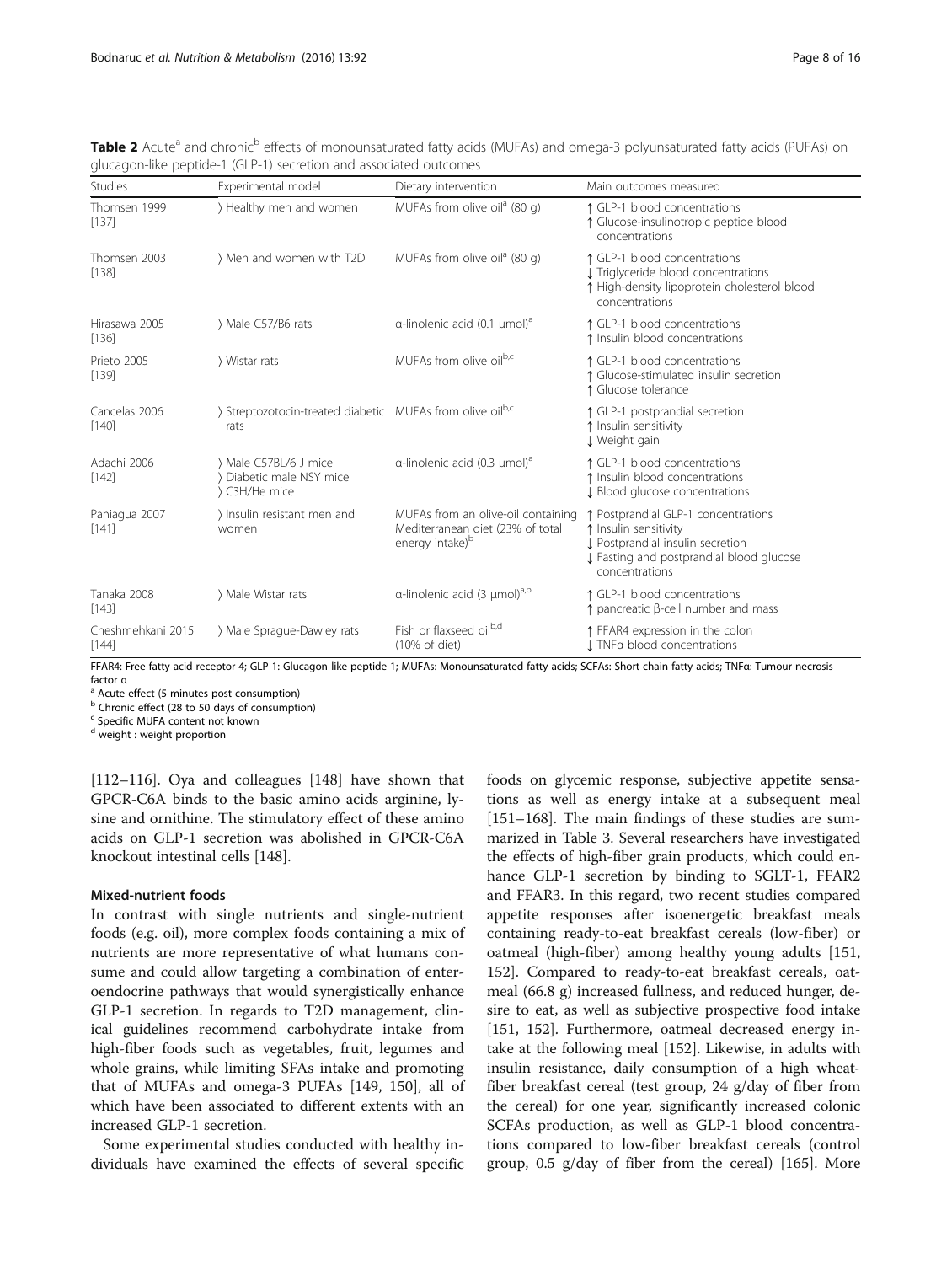**Table 2** Acute[a] and chronic[b] effects of monounsaturated fatty acids (MUFAs) and omega-3 polyunsaturated fatty acids (PUFAs) on glucagon-like peptide-1 (GLP-1) secretion and associated outcomes

| Studies | Experimental model | Dietary intervention | Main outcomes measured |
|---|---|---|---|
| Thomsen 1999 [137] | 〉Healthy men and women | MUFAs from olive oil[a] (80 g) | ↑ GLP-1 blood concentrations<br>↑ Glucose-insulinotropic peptide blood concentrations |
| Thomsen 2003 [138] | 〉Men and women with T2D | MUFAs from olive oil[a] (80 g) | ↑ GLP-1 blood concentrations<br>↓ Triglyceride blood concentrations<br>↑ High-density lipoprotein cholesterol blood concentrations |
| Hirasawa 2005 [136] | 〉Male C57/B6 rats | α-linolenic acid (0.1 μmol)[a] | ↑ GLP-1 blood concentrations<br>↑ Insulin blood concentrations |
| Prieto 2005 [139] | 〉Wistar rats | MUFAs from olive oil[b,c] | ↑ GLP-1 blood concentrations<br>↑ Glucose-stimulated insulin secretion<br>↑ Glucose tolerance |
| Cancelas 2006 [140] | 〉Streptozotocin-treated diabetic rats | MUFAs from olive oil[b,c] | ↑ GLP-1 postprandial secretion<br>↑ Insulin sensitivity<br>↓ Weight gain |
| Adachi 2006 [142] | 〉Male C57BL/6 J mice<br>〉Diabetic male NSY mice<br>〉C3H/He mice | α-linolenic acid (0.3 μmol)[a] | ↑ GLP-1 blood concentrations<br>↑ Insulin blood concentrations<br>↓ Blood glucose concentrations |
| Paniagua 2007 [141] | 〉Insulin resistant men and women | MUFAs from an olive-oil containing Mediterranean diet (23% of total energy intake)[b] | ↑ Postprandial GLP-1 concentrations<br>↑ Insulin sensitivity<br>↓ Postprandial insulin secretion<br>↓ Fasting and postprandial blood glucose concentrations |
| Tanaka 2008 [143] | 〉Male Wistar rats | α-linolenic acid (3 μmol)[a,b] | ↑ GLP-1 blood concentrations<br>↑ pancreatic β-cell number and mass |
| Cheshmehkani 2015 [144] | 〉Male Sprague-Dawley rats | Fish or flaxseed oil[b,d] (10% of diet) | ↑ FFAR4 expression in the colon<br>↓ TNFα blood concentrations |

FFAR4: Free fatty acid receptor 4; GLP-1: Glucagon-like peptide-1; MUFAs: Monounsaturated fatty acids; SCFAs: Short-chain fatty acids; TNFα: Tumour necrosis factor α

[a] Acute effect (5 minutes post-consumption)

[b] Chronic effect (28 to 50 days of consumption)

[c] Specific MUFA content not known

[d] weight : weight proportion

[112–116]. Oya and colleagues [148] have shown that GPCR-C6A binds to the basic amino acids arginine, lysine and ornithine. The stimulatory effect of these amino acids on GLP-1 secretion was abolished in GPCR-C6A knockout intestinal cells [148].

### Mixed-nutrient foods

In contrast with single nutrients and single-nutrient foods (e.g. oil), more complex foods containing a mix of nutrients are more representative of what humans consume and could allow targeting a combination of enteroendocrine pathways that would synergistically enhance GLP-1 secretion. In regards to T2D management, clinical guidelines recommend carbohydrate intake from high-fiber foods such as vegetables, fruit, legumes and whole grains, while limiting SFAs intake and promoting that of MUFAs and omega-3 PUFAs [149, 150], all of which have been associated to different extents with an increased GLP-1 secretion.

Some experimental studies conducted with healthy individuals have examined the effects of several specific foods on glycemic response, subjective appetite sensations as well as energy intake at a subsequent meal [151–168]. The main findings of these studies are summarized in Table 3. Several researchers have investigated the effects of high-fiber grain products, which could enhance GLP-1 secretion by binding to SGLT-1, FFAR2 and FFAR3. In this regard, two recent studies compared appetite responses after isoenergetic breakfast meals containing ready-to-eat breakfast cereals (low-fiber) or oatmeal (high-fiber) among healthy young adults [151, 152]. Compared to ready-to-eat breakfast cereals, oatmeal (66.8 g) increased fullness, and reduced hunger, desire to eat, as well as subjective prospective food intake [151, 152]. Furthermore, oatmeal decreased energy intake at the following meal [152]. Likewise, in adults with insulin resistance, daily consumption of a high wheat-fiber breakfast cereal (test group, 24 g/day of fiber from the cereal) for one year, significantly increased colonic SCFAs production, as well as GLP-1 blood concentrations compared to low-fiber breakfast cereals (control group, 0.5 g/day of fiber from the cereal) [165]. More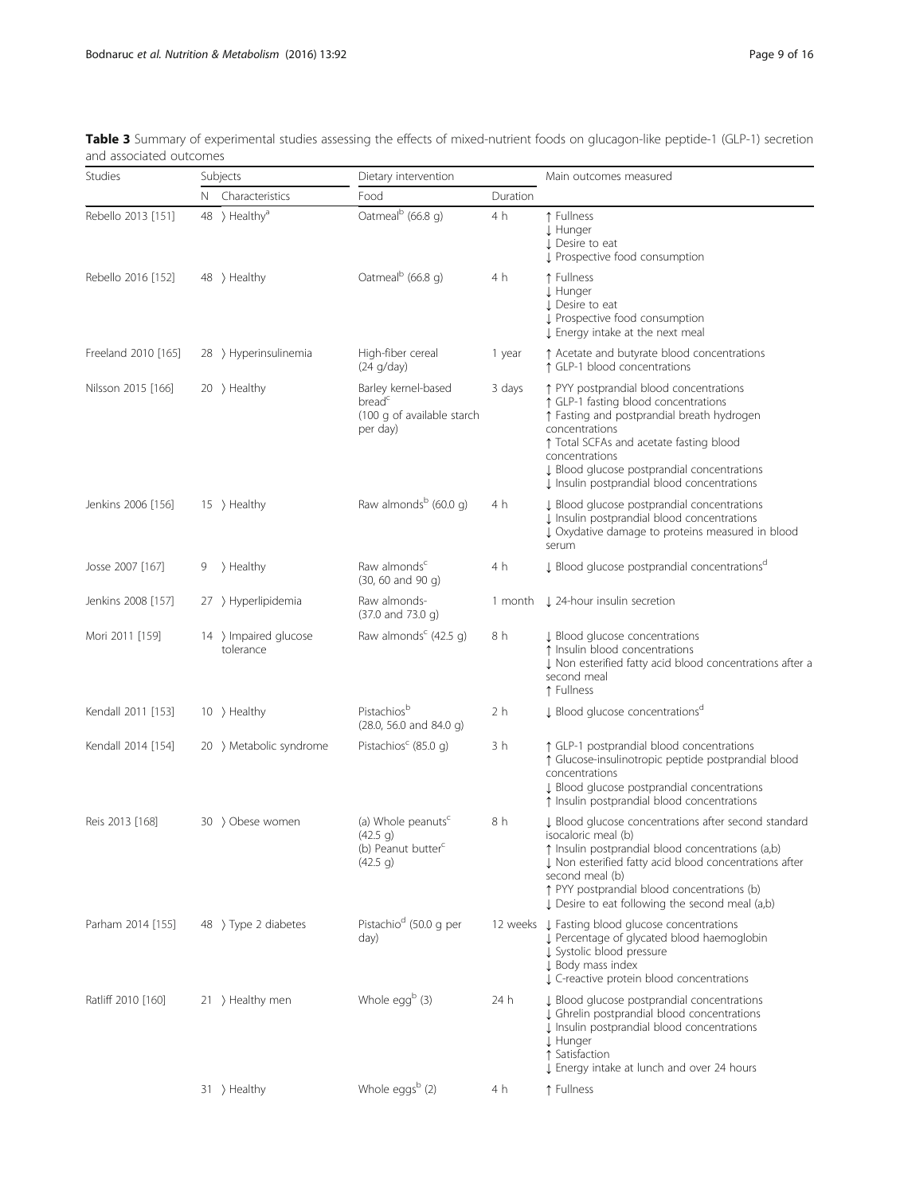**Table 3** Summary of experimental studies assessing the effects of mixed-nutrient foods on glucagon-like peptide-1 (GLP-1) secretion and associated outcomes

| Studies | Subjects | | Dietary intervention | | Main outcomes measured |
|---|---|---|---|---|---|
| | N | Characteristics | Food | Duration | |
| Rebello 2013 [151] | 48 | 〉Healthy[a] | Oatmeal[b] (66.8 g) | 4 h | ↑ Fullness<br>↓ Hunger<br>↓ Desire to eat<br>↓ Prospective food consumption |
| Rebello 2016 [152] | 48 | 〉Healthy | Oatmeal[b] (66.8 g) | 4 h | ↑ Fullness<br>↓ Hunger<br>↓ Desire to eat<br>↓ Prospective food consumption<br>↓ Energy intake at the next meal |
| Freeland 2010 [165] | 28 | 〉Hyperinsulinemia | High-fiber cereal (24 g/day) | 1 year | ↑ Acetate and butyrate blood concentrations<br>↑ GLP-1 blood concentrations |
| Nilsson 2015 [166] | 20 | 〉Healthy | Barley kernel-based bread[c] (100 g of available starch per day) | 3 days | ↑ PYY postprandial blood concentrations<br>↑ GLP-1 fasting blood concentrations<br>↑ Fasting and postprandial breath hydrogen concentrations<br>↑ Total SCFAs and acetate fasting blood concentrations<br>↓ Blood glucose postprandial concentrations<br>↓ Insulin postprandial blood concentrations |
| Jenkins 2006 [156] | 15 | 〉Healthy | Raw almonds[b] (60.0 g) | 4 h | ↓ Blood glucose postprandial concentrations<br>↓ Insulin postprandial blood concentrations<br>↓ Oxydative damage to proteins measured in blood serum |
| Josse 2007 [167] | 9 | 〉Healthy | Raw almonds[c] (30, 60 and 90 g) | 4 h | ↓ Blood glucose postprandial concentrations[d] |
| Jenkins 2008 [157] | 27 | 〉Hyperlipidemia | Raw almonds- (37.0 and 73.0 g) | 1 month | ↓ 24-hour insulin secretion |
| Mori 2011 [159] | 14 | 〉Impaired glucose tolerance | Raw almonds[c] (42.5 g) | 8 h | ↓ Blood glucose concentrations<br>↑ Insulin blood concentrations<br>↓ Non esterified fatty acid blood concentrations after a second meal<br>↑ Fullness |
| Kendall 2011 [153] | 10 | 〉Healthy | Pistachios[b] (28.0, 56.0 and 84.0 g) | 2 h | ↓ Blood glucose concentrations[d] |
| Kendall 2014 [154] | 20 | 〉Metabolic syndrome | Pistachios[c] (85.0 g) | 3 h | ↑ GLP-1 postprandial blood concentrations<br>↑ Glucose-insulinotropic peptide postprandial blood concentrations<br>↓ Blood glucose postprandial concentrations<br>↑ Insulin postprandial blood concentrations |
| Reis 2013 [168] | 30 | 〉Obese women | (a) Whole peanuts[c] (42.5 g)<br>(b) Peanut butter[c] (42.5 g) | 8 h | ↓ Blood glucose concentrations after second standard isocaloric meal (b)<br>↑ Insulin postprandial blood concentrations (a,b)<br>↓ Non esterified fatty acid blood concentrations after second meal (b)<br>↑ PYY postprandial blood concentrations (b)<br>↓ Desire to eat following the second meal (a,b) |
| Parham 2014 [155] | 48 | 〉Type 2 diabetes | Pistachio[d] (50.0 g per day) | 12 weeks | ↓ Fasting blood glucose concentrations<br>↓ Percentage of glycated blood haemoglobin<br>↓ Systolic blood pressure<br>↓ Body mass index<br>↓ C-reactive protein blood concentrations |
| Ratliff 2010 [160] | 21 | 〉Healthy men | Whole egg[b] (3) | 24 h | ↓ Blood glucose postprandial concentrations<br>↓ Ghrelin postprandial blood concentrations<br>↓ Insulin postprandial blood concentrations<br>↓ Hunger<br>↑ Satisfaction<br>↓ Energy intake at lunch and over 24 hours |
| | 31 | 〉Healthy | Whole eggs[b] (2) | 4 h | ↑ Fullness |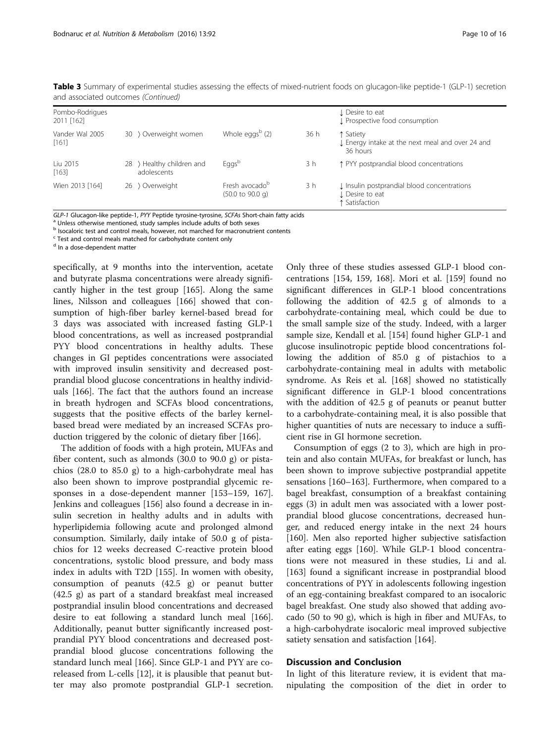**Table 3** Summary of experimental studies assessing the effects of mixed-nutrient foods on glucagon-like peptide-1 (GLP-1) secretion and associated outcomes *(Continued)*

| | | | | |
|---|---|---|---|---|
| Pombo-Rodrigues 2011 [162] | | | | ↓ Desire to eat<br>↓ Prospective food consumption |
| Vander Wal 2005 [161] | 30 〉Overweight women | Whole eggs[b] (2) | 36 h | ↑ Satiety<br>↓ Energy intake at the next meal and over 24 and 36 hours |
| Liu 2015 [163] | 28 〉Healthy children and adolescents | Eggs[b] | 3 h | ↑ PYY postprandial blood concentrations |
| Wien 2013 [164] | 26 〉Overweight | Fresh avocado[b] (50.0 to 90.0 g) | 3 h | ↓ Insulin postprandial blood concentrations<br>↓ Desire to eat<br>↑ Satisfaction |

*GLP-1* Glucagon-like peptide-1, *PYY* Peptide tyrosine-tyrosine, *SCFAs* Short-chain fatty acids
[a] Unless otherwise mentioned, study samples include adults of both sexes
[b] Isocaloric test and control meals, however, not marched for macronutrient contents
[c] Test and control meals matched for carbohydrate content only
[d] In a dose-dependent matter

specifically, at 9 months into the intervention, acetate and butyrate plasma concentrations were already significantly higher in the test group [165]. Along the same lines, Nilsson and colleagues [166] showed that consumption of high-fiber barley kernel-based bread for 3 days was associated with increased fasting GLP-1 blood concentrations, as well as increased postprandial PYY blood concentrations in healthy adults. These changes in GI peptides concentrations were associated with improved insulin sensitivity and decreased postprandial blood glucose concentrations in healthy individuals [166]. The fact that the authors found an increase in breath hydrogen and SCFAs blood concentrations, suggests that the positive effects of the barley kernel-based bread were mediated by an increased SCFAs production triggered by the colonic of dietary fiber [166].

The addition of foods with a high protein, MUFAs and fiber content, such as almonds (30.0 to 90.0 g) or pistachios (28.0 to 85.0 g) to a high-carbohydrate meal has also been shown to improve postprandial glycemic responses in a dose-dependent manner [153–159, 167]. Jenkins and colleagues [156] also found a decrease in insulin secretion in healthy adults and in adults with hyperlipidemia following acute and prolonged almond consumption. Similarly, daily intake of 50.0 g of pistachios for 12 weeks decreased C-reactive protein blood concentrations, systolic blood pressure, and body mass index in adults with T2D [155]. In women with obesity, consumption of peanuts (42.5 g) or peanut butter (42.5 g) as part of a standard breakfast meal increased postprandial insulin blood concentrations and decreased desire to eat following a standard lunch meal [166]. Additionally, peanut butter significantly increased postprandial PYY blood concentrations and decreased postprandial blood glucose concentrations following the standard lunch meal [166]. Since GLP-1 and PYY are co-released from L-cells [12], it is plausible that peanut butter may also promote postprandial GLP-1 secretion. Only three of these studies assessed GLP-1 blood concentrations [154, 159, 168]. Mori et al. [159] found no significant differences in GLP-1 blood concentrations following the addition of 42.5 g of almonds to a carbohydrate-containing meal, which could be due to the small sample size of the study. Indeed, with a larger sample size, Kendall et al. [154] found higher GLP-1 and glucose insulinotropic peptide blood concentrations following the addition of 85.0 g of pistachios to a carbohydrate-containing meal in adults with metabolic syndrome. As Reis et al. [168] showed no statistically significant difference in GLP-1 blood concentrations with the addition of 42.5 g of peanuts or peanut butter to a carbohydrate-containing meal, it is also possible that higher quantities of nuts are necessary to induce a sufficient rise in GI hormone secretion.

Consumption of eggs (2 to 3), which are high in protein and also contain MUFAs, for breakfast or lunch, has been shown to improve subjective postprandial appetite sensations [160–163]. Furthermore, when compared to a bagel breakfast, consumption of a breakfast containing eggs (3) in adult men was associated with a lower postprandial blood glucose concentrations, decreased hunger, and reduced energy intake in the next 24 hours [160]. Men also reported higher subjective satisfaction after eating eggs [160]. While GLP-1 blood concentrations were not measured in these studies, Li and al. [163] found a significant increase in postprandial blood concentrations of PYY in adolescents following ingestion of an egg-containing breakfast compared to an isocaloric bagel breakfast. One study also showed that adding avocado (50 to 90 g), which is high in fiber and MUFAs, to a high-carbohydrate isocaloric meal improved subjective satiety sensation and satisfaction [164].

## Discussion and Conclusion

In light of this literature review, it is evident that manipulating the composition of the diet in order to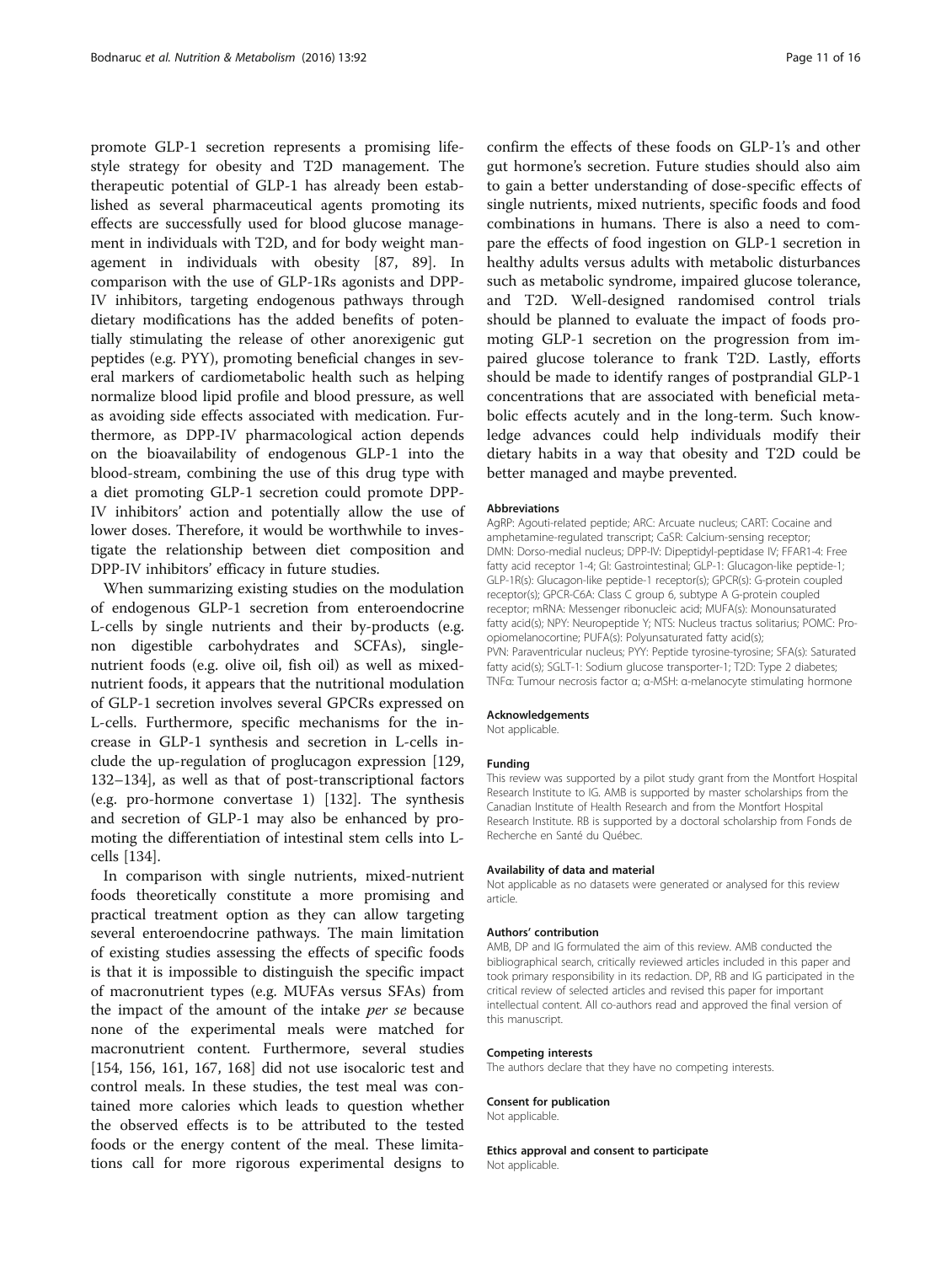promote GLP-1 secretion represents a promising lifestyle strategy for obesity and T2D management. The therapeutic potential of GLP-1 has already been established as several pharmaceutical agents promoting its effects are successfully used for blood glucose management in individuals with T2D, and for body weight management in individuals with obesity [87, 89]. In comparison with the use of GLP-1Rs agonists and DPP-IV inhibitors, targeting endogenous pathways through dietary modifications has the added benefits of potentially stimulating the release of other anorexigenic gut peptides (e.g. PYY), promoting beneficial changes in several markers of cardiometabolic health such as helping normalize blood lipid profile and blood pressure, as well as avoiding side effects associated with medication. Furthermore, as DPP-IV pharmacological action depends on the bioavailability of endogenous GLP-1 into the blood-stream, combining the use of this drug type with a diet promoting GLP-1 secretion could promote DPP-IV inhibitors' action and potentially allow the use of lower doses. Therefore, it would be worthwhile to investigate the relationship between diet composition and DPP-IV inhibitors' efficacy in future studies.

When summarizing existing studies on the modulation of endogenous GLP-1 secretion from enteroendocrine L-cells by single nutrients and their by-products (e.g. non digestible carbohydrates and SCFAs), single-nutrient foods (e.g. olive oil, fish oil) as well as mixed-nutrient foods, it appears that the nutritional modulation of GLP-1 secretion involves several GPCRs expressed on L-cells. Furthermore, specific mechanisms for the increase in GLP-1 synthesis and secretion in L-cells include the up-regulation of proglucagon expression [129, 132–134], as well as that of post-transcriptional factors (e.g. pro-hormone convertase 1) [132]. The synthesis and secretion of GLP-1 may also be enhanced by promoting the differentiation of intestinal stem cells into L-cells [134].

In comparison with single nutrients, mixed-nutrient foods theoretically constitute a more promising and practical treatment option as they can allow targeting several enteroendocrine pathways. The main limitation of existing studies assessing the effects of specific foods is that it is impossible to distinguish the specific impact of macronutrient types (e.g. MUFAs versus SFAs) from the impact of the amount of the intake *per se* because none of the experimental meals were matched for macronutrient content. Furthermore, several studies [154, 156, 161, 167, 168] did not use isocaloric test and control meals. In these studies, the test meal was contained more calories which leads to question whether the observed effects is to be attributed to the tested foods or the energy content of the meal. These limitations call for more rigorous experimental designs to confirm the effects of these foods on GLP-1's and other gut hormone's secretion. Future studies should also aim to gain a better understanding of dose-specific effects of single nutrients, mixed nutrients, specific foods and food combinations in humans. There is also a need to compare the effects of food ingestion on GLP-1 secretion in healthy adults versus adults with metabolic disturbances such as metabolic syndrome, impaired glucose tolerance, and T2D. Well-designed randomised control trials should be planned to evaluate the impact of foods promoting GLP-1 secretion on the progression from impaired glucose tolerance to frank T2D. Lastly, efforts should be made to identify ranges of postprandial GLP-1 concentrations that are associated with beneficial metabolic effects acutely and in the long-term. Such knowledge advances could help individuals modify their dietary habits in a way that obesity and T2D could be better managed and maybe prevented.

#### Abbreviations

AgRP: Agouti-related peptide; ARC: Arcuate nucleus; CART: Cocaine and amphetamine-regulated transcript; CaSR: Calcium-sensing receptor; DMN: Dorso-medial nucleus; DPP-IV: Dipeptidyl-peptidase IV; FFAR1-4: Free fatty acid receptor 1-4; GI: Gastrointestinal; GLP-1: Glucagon-like peptide-1; GLP-1R(s): Glucagon-like peptide-1 receptor(s); GPCR(s): G-protein coupled receptor(s); GPCR-C6A: Class C group 6, subtype A G-protein coupled receptor; mRNA: Messenger ribonucleic acid; MUFA(s): Monounsaturated fatty acid(s); NPY: Neuropeptide Y; NTS: Nucleus tractus solitarius; POMC: Pro-opiomelanocortine; PUFA(s): Polyunsaturated fatty acid(s); PVN: Paraventricular nucleus; PYY: Peptide tyrosine-tyrosine; SFA(s): Saturated fatty acid(s); SGLT-1: Sodium glucose transporter-1; T2D: Type 2 diabetes; TNFα: Tumour necrosis factor α; α-MSH: α-melanocyte stimulating hormone

#### Acknowledgements

Not applicable.

#### Funding

This review was supported by a pilot study grant from the Montfort Hospital Research Institute to IG. AMB is supported by master scholarships from the Canadian Institute of Health Research and from the Montfort Hospital Research Institute. RB is supported by a doctoral scholarship from Fonds de Recherche en Santé du Québec.

#### Availability of data and material

Not applicable as no datasets were generated or analysed for this review article.

#### Authors' contribution

AMB, DP and IG formulated the aim of this review. AMB conducted the bibliographical search, critically reviewed articles included in this paper and took primary responsibility in its redaction. DP, RB and IG participated in the critical review of selected articles and revised this paper for important intellectual content. All co-authors read and approved the final version of this manuscript.

#### Competing interests

The authors declare that they have no competing interests.

#### Consent for publication

Not applicable.

#### Ethics approval and consent to participate

Not applicable.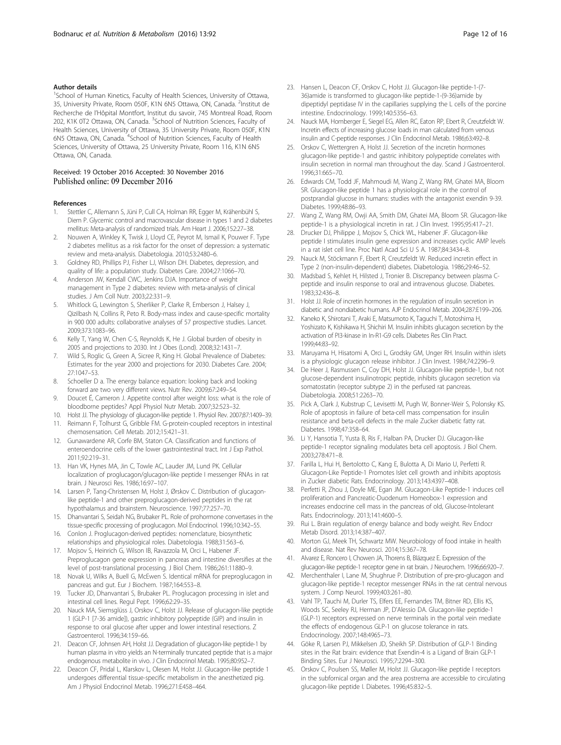## Author details

[1]School of Human Kinetics, Faculty of Health Sciences, University of Ottawa, 35, University Private, Room 050F, K1N 6N5 Ottawa, ON, Canada. [2]Institut de Recherche de l'Hôpital Montfort, Institut du savoir, 745 Montreal Road, Room 202, K1K 0T2 Ottawa, ON, Canada. [3]School of Nutrition Sciences, Faculty of Health Sciences, University of Ottawa, 35 University Private, Room 050F, K1N 6N5 Ottawa, ON, Canada. [4]School of Nutrition Sciences, Faculty of Health Sciences, University of Ottawa, 25 University Private, Room 116, K1N 6N5 Ottawa, ON, Canada.

Received: 19 October 2016 Accepted: 30 November 2016
Published online: 09 December 2016

## References

1. Stettler C, Allemann S, Jüni P, Cull CA, Holman RR, Egger M, Krähenbühl S, Diem P. Glycemic control and macrovascular disease in types 1 and 2 diabetes mellitus: Meta-analysis of randomized trials. Am Heart J. 2006;152:27–38.
2. Nouwen A, Winkley K, Twisk J, Lloyd CE, Peyrot M, Ismail K, Pouwer F. Type 2 diabetes mellitus as a risk factor for the onset of depression: a systematic review and meta-analysis. Diabetologia. 2010;53:2480–6.
3. Goldney RD, Phillips PJ, Fisher LJ, Wilson DH. Diabetes, depression, and quality of life: a population study. Diabetes Care. 2004;27:1066–70.
4. Anderson JW, Kendall CWC, Jenkins DJA. Importance of weight management in Type 2 diabetes: review with meta-analysis of clinical studies. J Am Coll Nutr. 2003;22:331–9.
5. Whitlock G, Lewington S, Sherliker P, Clarke R, Emberson J, Halsey J, Qizilbash N, Collins R, Peto R. Body-mass index and cause-specific mortality in 900 000 adults: collaborative analyses of 57 prospective studies. Lancet. 2009;373:1083–96.
6. Kelly T, Yang W, Chen C-S, Reynolds K, He J. Global burden of obesity in 2005 and projections to 2030. Int J Obes (Lond). 2008;32:1431–7.
7. Wild S, Roglic G, Green A, Sicree R, King H. Global Prevalence of Diabetes: Estimates for the year 2000 and projections for 2030. Diabetes Care. 2004; 27:1047–53.
8. Schoeller D a. The energy balance equation: looking back and looking forward are two very different views. Nutr Rev. 2009;67:249–54.
9. Doucet É, Cameron J. Appetite control after weight loss: what is the role of bloodborne peptides? Appl Physiol Nutr Metab. 2007;32:523–32.
10. Holst JJ. The physiology of glucagon-like peptide 1. Physiol Rev. 2007;87:1409–39.
11. Reimann F, Tolhurst G, Gribble FM. G-protein-coupled receptors in intestinal chemosensation. Cell Metab. 2012;15:421–31.
12. Gunawardene AR, Corfe BM, Staton CA. Classification and functions of enteroendocrine cells of the lower gastrointestinal tract. Int J Exp Pathol. 2011;92:219–31.
13. Han VK, Hynes MA, Jin C, Towle AC, Lauder JM, Lund PK. Cellular localization of proglucagon/glucagon-like peptide I messenger RNAs in rat brain. J Neurosci Res. 1986;16:97–107.
14. Larsen P, Tang-Christensen M, Holst J, Ørskov C. Distribution of glucagon-like peptide-1 and other preproglucagon-derived peptides in the rat hypothalamus and brainstem. Neuroscience. 1997;77:257–70.
15. Dhanvantari S, Seidah NG, Brubaker PL. Role of prohormone convertases in the tissue-specific processing of proglucagon. Mol Endocrinol. 1996;10:342–55.
16. Conlon J. Proglucagon-derived peptides: nomenclature, biosynthetic relationships and physiological roles. Diabetologia. 1988;31:563–6.
17. Mojsov S, Heinrich G, Wilson IB, Ravazzola M, Orci L, Habener JF. Preproglucagon gene expression in pancreas and intestine diversifies at the level of post-translational processing. J Biol Chem. 1986;261:11880–9.
18. Novak U, Wilks A, Buell G, McEwen S. Identical mRNA for preproglucagon in pancreas and gut. Eur J Biochem. 1987;164:553–8.
19. Tucker JD, Dhanvantari S, Brubaker PL. Proglucagon processing in islet and intestinal cell lines. Regul Pept. 1996;62:29–35.
20. Nauck MA, Siemsglüss J, Orskov C, Holst JJ. Release of glucagon-like peptide 1 (GLP-1 [7-36 amide]), gastric inhibitory polypeptide (GIP) and insulin in response to oral glucose after upper and lower intestinal resections. Z Gastroenterol. 1996;34:159–66.
21. Deacon CF, Johnsen AH, Holst JJ. Degradation of glucagon-like peptide-1 by human plasma in vitro yields an N-terminally truncated peptide that is a major endogenous metabolite in vivo. J Clin Endocrinol Metab. 1995;80:952–7.
22. Deacon CF, Pridal L, Klarskov L, Olesen M, Holst JJ. Glucagon-like peptide 1 undergoes differential tissue-specific metabolism in the anesthetized pig. Am J Physiol Endocrinol Metab. 1996;271:E458–464.
23. Hansen L, Deacon CF, Orskov C, Holst JJ. Glucagon-like peptide-1-(7-36)amide is transformed to glucagon-like peptide-1-(9-36)amide by dipeptidyl peptidase IV in the capillaries supplying the L cells of the porcine intestine. Endocrinology. 1999;140:5356–63.
24. Nauck MA, Homberger E, Siegel EG, Allen RC, Eaton RP, Ebert R, Creutzfeldt W. Incretin effects of increasing glucose loads in man calculated from venous insulin and C-peptide responses. J Clin Endocrinol Metab. 1986;63:492–8.
25. Orskov C, Wettergren A, Holst JJ. Secretion of the incretin hormones glucagon-like peptide-1 and gastric inhibitory polypeptide correlates with insulin secretion in normal man throughout the day. Scand J Gastroenterol. 1996;31:665–70.
26. Edwards CM, Todd JF, Mahmoudi M, Wang Z, Wang RM, Ghatei MA, Bloom SR. Glucagon-like peptide 1 has a physiological role in the control of postprandial glucose in humans: studies with the antagonist exendin 9-39. Diabetes. 1999;48:86–93.
27. Wang Z, Wang RM, Owji AA, Smith DM, Ghatei MA, Bloom SR. Glucagon-like peptide-1 is a physiological incretin in rat. J Clin Invest. 1995;95:417–21.
28. Drucker DJ, Philippe J, Mojsov S, Chick WL, Habener JF. Glucagon-like peptide I stimulates insulin gene expression and increases cyclic AMP levels in a rat islet cell line. Proc Natl Acad Sci U S A. 1987;84:3434–8.
29. Nauck M, Stöckmann F, Ebert R, Creutzfeldt W. Reduced incretin effect in Type 2 (non-insulin-dependent) diabetes. Diabetologia. 1986;29:46–52.
30. Madsbad S, Kehlet H, Hilsted J, Tronier B. Discrepancy between plasma C-peptide and insulin response to oral and intravenous glucose. Diabetes. 1983;32:436–8.
31. Holst JJ. Role of incretin hormones in the regulation of insulin secretion in diabetic and nondiabetic humans. AJP Endocrinol Metab. 2004;287:E199–206.
32. Kaneko K, Shirotani T, Araki E, Matsumoto K, Taguchi T, Motoshima H, Yoshizato K, Kishikawa H, Shichiri M. Insulin inhibits glucagon secretion by the activation of PI3-kinase in In-R1-G9 cells. Diabetes Res Clin Pract. 1999;44:83–92.
33. Maruyama H, Hisatomi A, Orci L, Grodsky GM, Unger RH. Insulin within islets is a physiologic glucagon release inhibitor. J Clin Invest. 1984;74:2296–9.
34. De Heer J, Rasmussen C, Coy DH, Holst JJ. Glucagon-like peptide-1, but not glucose-dependent insulinotropic peptide, inhibits glucagon secretion via somatostatin (receptor subtype 2) in the perfused rat pancreas. Diabetologia. 2008;51:2263–70.
35. Pick A, Clark J, Kubstrup C, Levisetti M, Pugh W, Bonner-Weir S, Polonsky KS. Role of apoptosis in failure of beta-cell mass compensation for insulin resistance and beta-cell defects in the male Zucker diabetic fatty rat. Diabetes. 1998;47:358–64.
36. Li Y, Hansotia T, Yusta B, Ris F, Halban PA, Drucker DJ. Glucagon-like peptide-1 receptor signaling modulates beta cell apoptosis. J Biol Chem. 2003;278:471–8.
37. Farilla L, Hui H, Bertolotto C, Kang E, Bulotta A, Di Mario U, Perfetti R. Glucagon-Like Peptide-1 Promotes Islet cell growth and inhibits apoptosis in Zucker diabetic Rats. Endocrinology. 2013;143:4397–408.
38. Perfetti R, Zhou J, Doyle ME, Egan JM. Glucagon-Like Peptide-1 induces cell proliferation and Pancreatic-Duodenum Homeobox-1 expression and increases endocrine cell mass in the pancreas of old, Glucose-Intolerant Rats. Endocrinology. 2013;141:4600–5.
39. Rui L. Brain regulation of energy balance and body weight. Rev Endocr Metab Disord. 2013;14:387–407.
40. Morton GJ, Meek TH, Schwartz MW. Neurobiology of food intake in health and disease. Nat Rev Neurosci. 2014;15:367–78.
41. Alvarez E, Roncero I, Chowen JA, Thorens B, Blázquez E. Expression of the glucagon-like peptide-1 receptor gene in rat brain. J Neurochem. 1996;66:920–7.
42. Merchenthaler I, Lane M, Shughrue P. Distribution of pre-pro-glucagon and glucagon-like peptide-1 receptor messenger RNAs in the rat central nervous system. J Comp Neurol. 1999;403:261–80.
43. Vahl TP, Tauchi M, Durler TS, Elfers EE, Fernandes TM, Bitner RD, Ellis KS, Woods SC, Seeley RJ, Herman JP, D'Alessio DA. Glucagon-like peptide-1 (GLP-1) receptors expressed on nerve terminals in the portal vein mediate the effects of endogenous GLP-1 on glucose tolerance in rats. Endocrinology. 2007;148:4965–73.
44. Göke R, Larsen PJ, Mikkelsen JD, Sheikh SP. Distribution of GLP-1 Binding sites in the Rat brain: evidence that Exendin-4 is a Ligand of Brain GLP-1 Binding Sites. Eur J Neurosci. 1995;7:2294–300.
45. Orskov C, Poulsen SS, Møller M, Holst JJ. Glucagon-like peptide I receptors in the subfornical organ and the area postrema are accessible to circulating glucagon-like peptide I. Diabetes. 1996;45:832–5.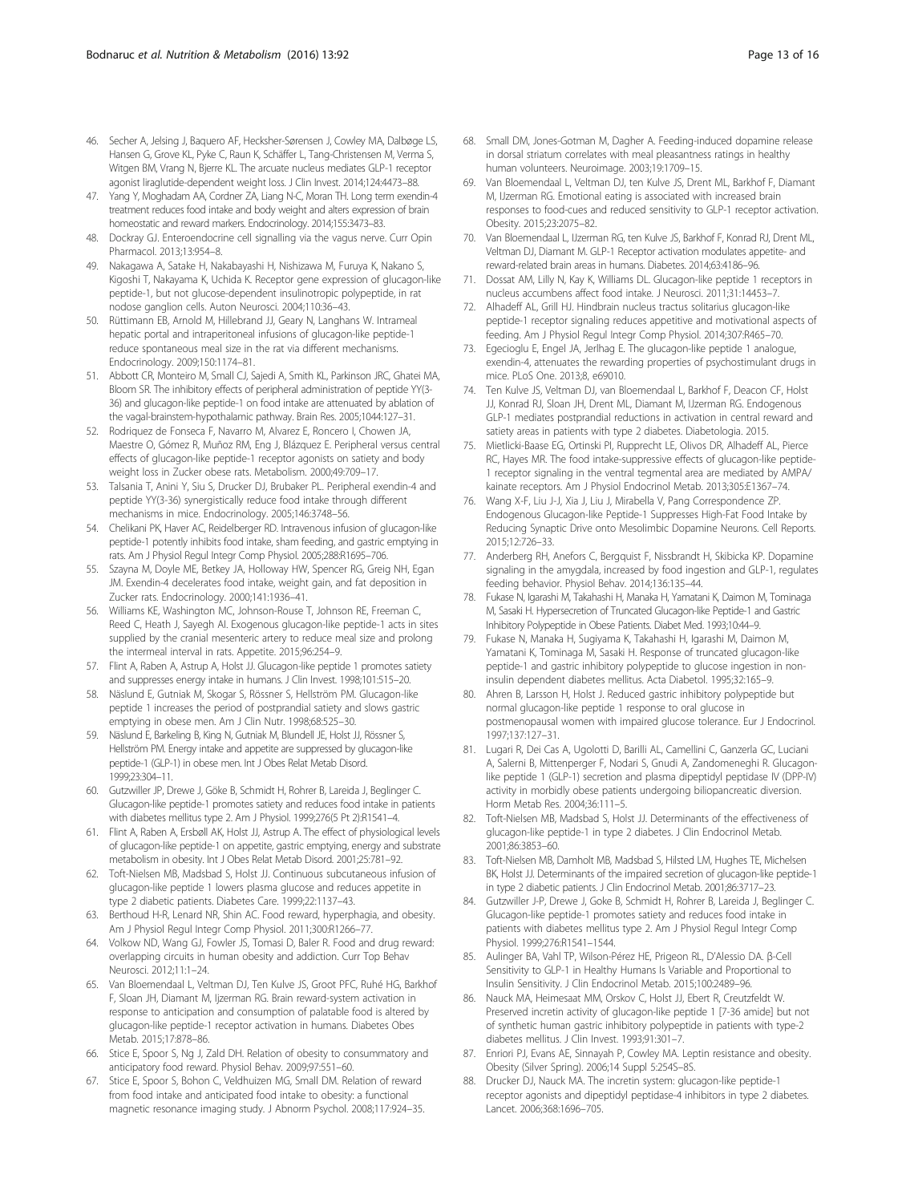46. Secher A, Jelsing J, Baquero AF, Hecksher-Sørensen J, Cowley MA, Dalbøge LS, Hansen G, Grove KL, Pyke C, Raun K, Schäffer L, Tang-Christensen M, Verma S, Witgen BM, Vrang N, Bjerre KL. The arcuate nucleus mediates GLP-1 receptor agonist liraglutide-dependent weight loss. J Clin Invest. 2014;124:4473–88.
47. Yang Y, Moghadam AA, Cordner ZA, Liang N-C, Moran TH. Long term exendin-4 treatment reduces food intake and body weight and alters expression of brain homeostatic and reward markers. Endocrinology. 2014;155:3473–83.
48. Dockray GJ. Enteroendocrine cell signalling via the vagus nerve. Curr Opin Pharmacol. 2013;13:954–8.
49. Nakagawa A, Satake H, Nakabayashi H, Nishizawa M, Furuya K, Nakano S, Kigoshi T, Nakayama K, Uchida K. Receptor gene expression of glucagon-like peptide-1, but not glucose-dependent insulinotropic polypeptide, in rat nodose ganglion cells. Auton Neurosci. 2004;110:36–43.
50. Rüttimann EB, Arnold M, Hillebrand JJ, Geary N, Langhans W. Intrameal hepatic portal and intraperitoneal infusions of glucagon-like peptide-1 reduce spontaneous meal size in the rat via different mechanisms. Endocrinology. 2009;150:1174–81.
51. Abbott CR, Monteiro M, Small CJ, Sajedi A, Smith KL, Parkinson JRC, Ghatei MA, Bloom SR. The inhibitory effects of peripheral administration of peptide YY(3-36) and glucagon-like peptide-1 on food intake are attenuated by ablation of the vagal-brainstem-hypothalamic pathway. Brain Res. 2005;1044:127–31.
52. Rodriquez de Fonseca F, Navarro M, Alvarez E, Roncero I, Chowen JA, Maestre O, Gómez R, Muñoz RM, Eng J, Blázquez E. Peripheral versus central effects of glucagon-like peptide-1 receptor agonists on satiety and body weight loss in Zucker obese rats. Metabolism. 2000;49:709–17.
53. Talsania T, Anini Y, Siu S, Drucker DJ, Brubaker PL. Peripheral exendin-4 and peptide YY(3-36) synergistically reduce food intake through different mechanisms in mice. Endocrinology. 2005;146:3748–56.
54. Chelikani PK, Haver AC, Reidelberger RD. Intravenous infusion of glucagon-like peptide-1 potently inhibits food intake, sham feeding, and gastric emptying in rats. Am J Physiol Regul Integr Comp Physiol. 2005;288:R1695–706.
55. Szayna M, Doyle ME, Betkey JA, Holloway HW, Spencer RG, Greig NH, Egan JM. Exendin-4 decelerates food intake, weight gain, and fat deposition in Zucker rats. Endocrinology. 2000;141:1936–41.
56. Williams KE, Washington MC, Johnson-Rouse T, Johnson RE, Freeman C, Reed C, Heath J, Sayegh AI. Exogenous glucagon-like peptide-1 acts in sites supplied by the cranial mesenteric artery to reduce meal size and prolong the intermeal interval in rats. Appetite. 2015;96:254–9.
57. Flint A, Raben A, Astrup A, Holst JJ. Glucagon-like peptide 1 promotes satiety and suppresses energy intake in humans. J Clin Invest. 1998;101:515–20.
58. Näslund E, Gutniak M, Skogar S, Rössner S, Hellström PM. Glucagon-like peptide 1 increases the period of postprandial satiety and slows gastric emptying in obese men. Am J Clin Nutr. 1998;68:525–30.
59. Näslund E, Barkeling B, King N, Gutniak M, Blundell JE, Holst JJ, Rössner S, Hellström PM. Energy intake and appetite are suppressed by glucagon-like peptide-1 (GLP-1) in obese men. Int J Obes Relat Metab Disord. 1999;23:304–11.
60. Gutzwiller JP, Drewe J, Göke B, Schmidt H, Rohrer B, Lareida J, Beglinger C. Glucagon-like peptide-1 promotes satiety and reduces food intake in patients with diabetes mellitus type 2. Am J Physiol. 1999;276(5 Pt 2):R1541–4.
61. Flint A, Raben A, Ersbøll AK, Holst JJ, Astrup A. The effect of physiological levels of glucagon-like peptide-1 on appetite, gastric emptying, energy and substrate metabolism in obesity. Int J Obes Relat Metab Disord. 2001;25:781–92.
62. Toft-Nielsen MB, Madsbad S, Holst JJ. Continuous subcutaneous infusion of glucagon-like peptide 1 lowers plasma glucose and reduces appetite in type 2 diabetic patients. Diabetes Care. 1999;22:1137–43.
63. Berthoud H-R, Lenard NR, Shin AC. Food reward, hyperphagia, and obesity. Am J Physiol Regul Integr Comp Physiol. 2011;300:R1266–77.
64. Volkow ND, Wang GJ, Fowler JS, Tomasi D, Baler R. Food and drug reward: overlapping circuits in human obesity and addiction. Curr Top Behav Neurosci. 2012;11:1–24.
65. Van Bloemendaal L, Veltman DJ, Ten Kulve JS, Groot PFC, Ruhé HG, Barkhof F, Sloan JH, Diamant M, Ijzerman RG. Brain reward-system activation in response to anticipation and consumption of palatable food is altered by glucagon-like peptide-1 receptor activation in humans. Diabetes Obes Metab. 2015;17:878–86.
66. Stice E, Spoor S, Ng J, Zald DH. Relation of obesity to consummatory and anticipatory food reward. Physiol Behav. 2009;97:551–60.
67. Stice E, Spoor S, Bohon C, Veldhuizen MG, Small DM. Relation of reward from food intake and anticipated food intake to obesity: a functional magnetic resonance imaging study. J Abnorm Psychol. 2008;117:924–35.
68. Small DM, Jones-Gotman M, Dagher A. Feeding-induced dopamine release in dorsal striatum correlates with meal pleasantness ratings in healthy human volunteers. Neuroimage. 2003;19:1709–15.
69. Van Bloemendaal L, Veltman DJ, ten Kulve JS, Drent ML, Barkhof F, Diamant M, IJzerman RG. Emotional eating is associated with increased brain responses to food-cues and reduced sensitivity to GLP-1 receptor activation. Obesity. 2015;23:2075–82.
70. Van Bloemendaal L, IJzerman RG, ten Kulve JS, Barkhof F, Konrad RJ, Drent ML, Veltman DJ, Diamant M. GLP-1 Receptor activation modulates appetite- and reward-related brain areas in humans. Diabetes. 2014;63:4186–96.
71. Dossat AM, Lilly N, Kay K, Williams DL. Glucagon-like peptide 1 receptors in nucleus accumbens affect food intake. J Neurosci. 2011;31:14453–7.
72. Alhadeff AL, Grill HJ. Hindbrain nucleus tractus solitarius glucagon-like peptide-1 receptor signaling reduces appetitive and motivational aspects of feeding. Am J Physiol Regul Integr Comp Physiol. 2014;307:R465–70.
73. Egecioglu E, Engel JA, Jerlhag E. The glucagon-like peptide 1 analogue, exendin-4, attenuates the rewarding properties of psychostimulant drugs in mice. PLoS One. 2013;8, e69010.
74. Ten Kulve JS, Veltman DJ, van Bloemendaal L, Barkhof F, Deacon CF, Holst JJ, Konrad RJ, Sloan JH, Drent ML, Diamant M, IJzerman RG. Endogenous GLP-1 mediates postprandial reductions in activation in central reward and satiety areas in patients with type 2 diabetes. Diabetologia. 2015.
75. Mietlicki-Baase EG, Ortinski PI, Rupprecht LE, Olivos DR, Alhadeff AL, Pierce RC, Hayes MR. The food intake-suppressive effects of glucagon-like peptide-1 receptor signaling in the ventral tegmental area are mediated by AMPA/kainate receptors. Am J Physiol Endocrinol Metab. 2013;305:E1367–74.
76. Wang X-F, Liu J-J, Xia J, Liu J, Mirabella V, Pang Correspondence ZP. Endogenous Glucagon-like Peptide-1 Suppresses High-Fat Food Intake by Reducing Synaptic Drive onto Mesolimbic Dopamine Neurons. Cell Reports. 2015;12:726–33.
77. Anderberg RH, Anefors C, Bergquist F, Nissbrandt H, Skibicka KP. Dopamine signaling in the amygdala, increased by food ingestion and GLP-1, regulates feeding behavior. Physiol Behav. 2014;136:135–44.
78. Fukase N, Igarashi M, Takahashi H, Manaka H, Yamatani K, Daimon M, Tominaga M, Sasaki H. Hypersecretion of Truncated Glucagon-like Peptide-1 and Gastric Inhibitory Polypeptide in Obese Patients. Diabet Med. 1993;10:44–9.
79. Fukase N, Manaka H, Sugiyama K, Takahashi H, Igarashi M, Daimon M, Yamatani K, Tominaga M, Sasaki H. Response of truncated glucagon-like peptide-1 and gastric inhibitory polypeptide to glucose ingestion in non-insulin dependent diabetes mellitus. Acta Diabetol. 1995;32:165–9.
80. Ahren B, Larsson H, Holst J. Reduced gastric inhibitory polypeptide but normal glucagon-like peptide 1 response to oral glucose in postmenopausal women with impaired glucose tolerance. Eur J Endocrinol. 1997;137:127–31.
81. Lugari R, Dei Cas A, Ugolotti D, Barilli AL, Camellini C, Ganzerla GC, Luciani A, Salerni B, Mittenperger F, Nodari S, Gnudi A, Zandomeneghi R. Glucagon-like peptide 1 (GLP-1) secretion and plasma dipeptidyl peptidase IV (DPP-IV) activity in morbidly obese patients undergoing biliopancreatic diversion. Horm Metab Res. 2004;36:111–5.
82. Toft-Nielsen MB, Madsbad S, Holst JJ. Determinants of the effectiveness of glucagon-like peptide-1 in type 2 diabetes. J Clin Endocrinol Metab. 2001;86:3853–60.
83. Toft-Nielsen MB, Damholt MB, Madsbad S, Hilsted LM, Hughes TE, Michelsen BK, Holst JJ. Determinants of the impaired secretion of glucagon-like peptide-1 in type 2 diabetic patients. J Clin Endocrinol Metab. 2001;86:3717–23.
84. Gutzwiller J-P, Drewe J, Goke B, Schmidt H, Rohrer B, Lareida J, Beglinger C. Glucagon-like peptide-1 promotes satiety and reduces food intake in patients with diabetes mellitus type 2. Am J Physiol Regul Integr Comp Physiol. 1999;276:R1541–1544.
85. Aulinger BA, Vahl TP, Wilson-Pérez HE, Prigeon RL, D'Alessio DA. β-Cell Sensitivity to GLP-1 in Healthy Humans Is Variable and Proportional to Insulin Sensitivity. J Clin Endocrinol Metab. 2015;100:2489–96.
86. Nauck MA, Heimesaat MM, Orskov C, Holst JJ, Ebert R, Creutzfeldt W. Preserved incretin activity of glucagon-like peptide 1 [7-36 amide] but not of synthetic human gastric inhibitory polypeptide in patients with type-2 diabetes mellitus. J Clin Invest. 1993;91:301–7.
87. Enriori PJ, Evans AE, Sinnayah P, Cowley MA. Leptin resistance and obesity. Obesity (Silver Spring). 2006;14 Suppl 5:254S–8S.
88. Drucker DJ, Nauck MA. The incretin system: glucagon-like peptide-1 receptor agonists and dipeptidyl peptidase-4 inhibitors in type 2 diabetes. Lancet. 2006;368:1696–705.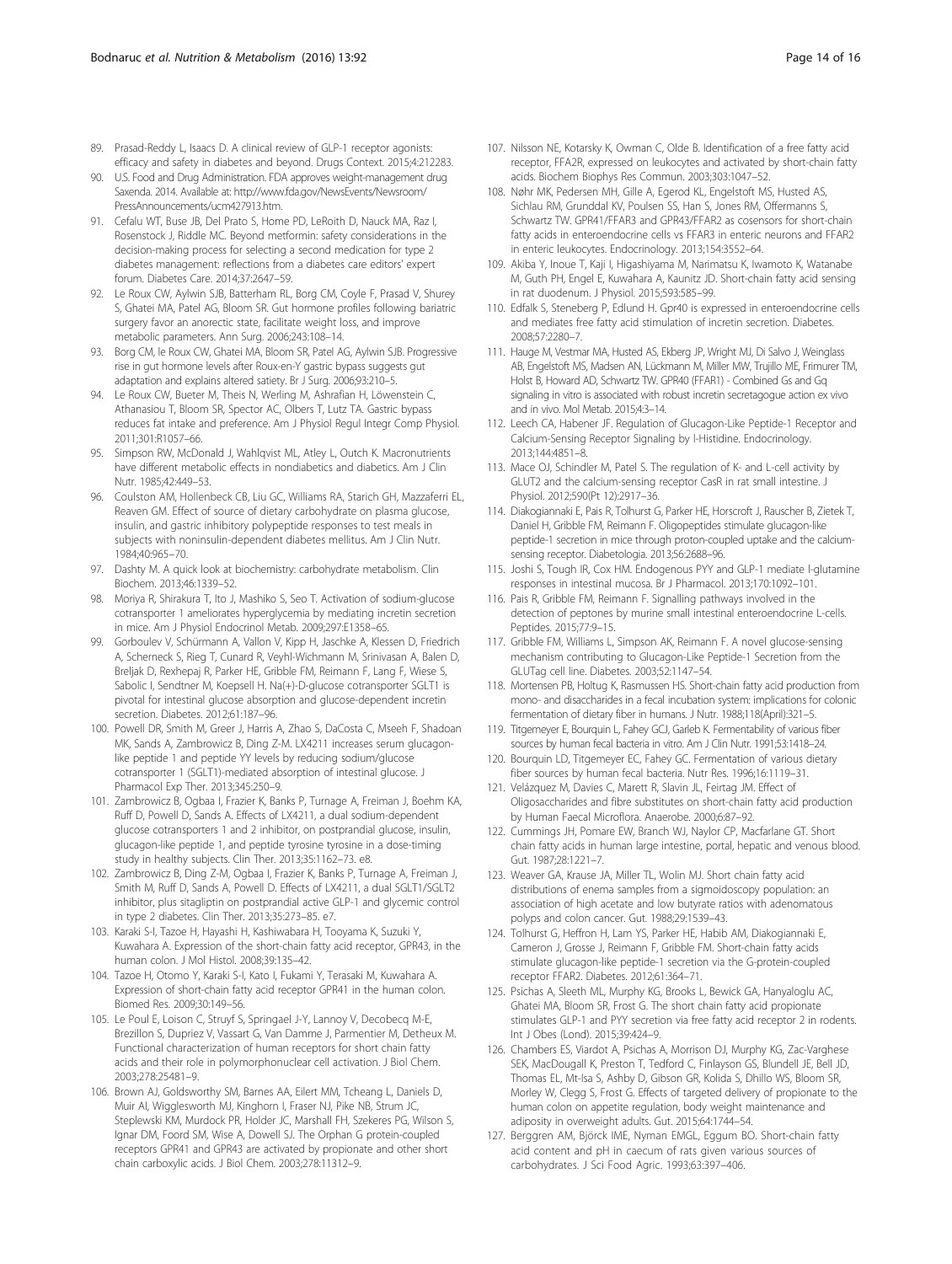89. Prasad-Reddy L, Isaacs D. A clinical review of GLP-1 receptor agonists: efficacy and safety in diabetes and beyond. Drugs Context. 2015;4:212283.
90. U.S. Food and Drug Administration. FDA approves weight-management drug Saxenda. 2014. Available at: http://www.fda.gov/NewsEvents/Newsroom/PressAnnouncements/ucm427913.htm.
91. Cefalu WT, Buse JB, Del Prato S, Home PD, LeRoith D, Nauck MA, Raz I, Rosenstock J, Riddle MC. Beyond metformin: safety considerations in the decision-making process for selecting a second medication for type 2 diabetes management: reflections from a diabetes care editors' expert forum. Diabetes Care. 2014;37:2647–59.
92. Le Roux CW, Aylwin SJB, Batterham RL, Borg CM, Coyle F, Prasad V, Shurey S, Ghatei MA, Patel AG, Bloom SR. Gut hormone profiles following bariatric surgery favor an anorectic state, facilitate weight loss, and improve metabolic parameters. Ann Surg. 2006;243:108–14.
93. Borg CM, le Roux CW, Ghatei MA, Bloom SR, Patel AG, Aylwin SJB. Progressive rise in gut hormone levels after Roux-en-Y gastric bypass suggests gut adaptation and explains altered satiety. Br J Surg. 2006;93:210–5.
94. Le Roux CW, Bueter M, Theis N, Werling M, Ashrafian H, Löwenstein C, Athanasiou T, Bloom SR, Spector AC, Olbers T, Lutz TA. Gastric bypass reduces fat intake and preference. Am J Physiol Regul Integr Comp Physiol. 2011;301:R1057–66.
95. Simpson RW, McDonald J, Wahlqvist ML, Atley L, Outch K. Macronutrients have different metabolic effects in nondiabetics and diabetics. Am J Clin Nutr. 1985;42:449–53.
96. Coulston AM, Hollenbeck CB, Liu GC, Williams RA, Starich GH, Mazzaferri EL, Reaven GM. Effect of source of dietary carbohydrate on plasma glucose, insulin, and gastric inhibitory polypeptide responses to test meals in subjects with noninsulin-dependent diabetes mellitus. Am J Clin Nutr. 1984;40:965–70.
97. Dashty M. A quick look at biochemistry: carbohydrate metabolism. Clin Biochem. 2013;46:1339–52.
98. Moriya R, Shirakura T, Ito J, Mashiko S, Seo T. Activation of sodium-glucose cotransporter 1 ameliorates hyperglycemia by mediating incretin secretion in mice. Am J Physiol Endocrinol Metab. 2009;297:E1358–65.
99. Gorboulev V, Schürmann A, Vallon V, Kipp H, Jaschke A, Klessen D, Friedrich A, Scherneck S, Rieg T, Cunard R, Veyhl-Wichmann M, Srinivasan A, Balen D, Breljak D, Rexhepaj R, Parker HE, Gribble FM, Reimann F, Lang F, Wiese S, Sabolic I, Sendtner M, Koepsell H. Na(+)-D-glucose cotransporter SGLT1 is pivotal for intestinal glucose absorption and glucose-dependent incretin secretion. Diabetes. 2012;61:187–96.
100. Powell DR, Smith M, Greer J, Harris A, Zhao S, DaCosta C, Mseeh F, Shadoan MK, Sands A, Zambrowicz B, Ding Z-M. LX4211 increases serum glucagon-like peptide 1 and peptide YY levels by reducing sodium/glucose cotransporter 1 (SGLT1)-mediated absorption of intestinal glucose. J Pharmacol Exp Ther. 2013;345:250–9.
101. Zambrowicz B, Ogbaa I, Frazier K, Banks P, Turnage A, Freiman J, Boehm KA, Ruff D, Powell D, Sands A. Effects of LX4211, a dual sodium-dependent glucose cotransporters 1 and 2 inhibitor, on postprandial glucose, insulin, glucagon-like peptide 1, and peptide tyrosine tyrosine in a dose-timing study in healthy subjects. Clin Ther. 2013;35:1162–73. e8.
102. Zambrowicz B, Ding Z-M, Ogbaa I, Frazier K, Banks P, Turnage A, Freiman J, Smith M, Ruff D, Sands A, Powell D. Effects of LX4211, a dual SGLT1/SGLT2 inhibitor, plus sitagliptin on postprandial active GLP-1 and glycemic control in type 2 diabetes. Clin Ther. 2013;35:273–85. e7.
103. Karaki S-I, Tazoe H, Hayashi H, Kashiwabara H, Tooyama K, Suzuki Y, Kuwahara A. Expression of the short-chain fatty acid receptor, GPR43, in the human colon. J Mol Histol. 2008;39:135–42.
104. Tazoe H, Otomo Y, Karaki S-I, Kato I, Fukami Y, Terasaki M, Kuwahara A. Expression of short-chain fatty acid receptor GPR41 in the human colon. Biomed Res. 2009;30:149–56.
105. Le Poul E, Loison C, Struyf S, Springael J-Y, Lannoy V, Decobecq M-E, Brezillon S, Dupriez V, Vassart G, Van Damme J, Parmentier M, Detheux M. Functional characterization of human receptors for short chain fatty acids and their role in polymorphonuclear cell activation. J Biol Chem. 2003;278:25481–9.
106. Brown AJ, Goldsworthy SM, Barnes AA, Eilert MM, Tcheang L, Daniels D, Muir AI, Wigglesworth MJ, Kinghorn I, Fraser NJ, Pike NB, Strum JC, Steplewski KM, Murdock PR, Holder JC, Marshall FH, Szekeres PG, Wilson S, Ignar DM, Foord SM, Wise A, Dowell SJ. The Orphan G protein-coupled receptors GPR41 and GPR43 are activated by propionate and other short chain carboxylic acids. J Biol Chem. 2003;278:11312–9.
107. Nilsson NE, Kotarsky K, Owman C, Olde B. Identification of a free fatty acid receptor, FFA2R, expressed on leukocytes and activated by short-chain fatty acids. Biochem Biophys Res Commun. 2003;303:1047–52.
108. Nøhr MK, Pedersen MH, Gille A, Egerod KL, Engelstoft MS, Husted AS, Sichlau RM, Grunddal KV, Poulsen SS, Han S, Jones RM, Offermanns S, Schwartz TW. GPR41/FFAR3 and GPR43/FFAR2 as cosensors for short-chain fatty acids in enteroendocrine cells vs FFAR3 in enteric neurons and FFAR2 in enteric leukocytes. Endocrinology. 2013;154:3552–64.
109. Akiba Y, Inoue T, Kaji I, Higashiyama M, Narimatsu K, Iwamoto K, Watanabe M, Guth PH, Engel E, Kuwahara A, Kaunitz JD. Short-chain fatty acid sensing in rat duodenum. J Physiol. 2015;593:585–99.
110. Edfalk S, Steneberg P, Edlund H. Gpr40 is expressed in enteroendocrine cells and mediates free fatty acid stimulation of incretin secretion. Diabetes. 2008;57:2280–7.
111. Hauge M, Vestmar MA, Husted AS, Ekberg JP, Wright MJ, Di Salvo J, Weinglass AB, Engelstoft MS, Madsen AN, Lückmann M, Miller MW, Trujillo ME, Frimurer TM, Holst B, Howard AD, Schwartz TW. GPR40 (FFAR1) - Combined Gs and Gq signaling in vitro is associated with robust incretin secretagogue action ex vivo and in vivo. Mol Metab. 2015;4:3–14.
112. Leech CA, Habener JF. Regulation of Glucagon-Like Peptide-1 Receptor and Calcium-Sensing Receptor Signaling by l-Histidine. Endocrinology. 2013;144:4851–8.
113. Mace OJ, Schindler M, Patel S. The regulation of K- and L-cell activity by GLUT2 and the calcium-sensing receptor CasR in rat small intestine. J Physiol. 2012;590(Pt 12):2917–36.
114. Diakogiannaki E, Pais R, Tolhurst G, Parker HE, Horscroft J, Rauscher B, Zietek T, Daniel H, Gribble FM, Reimann F. Oligopeptides stimulate glucagon-like peptide-1 secretion in mice through proton-coupled uptake and the calcium-sensing receptor. Diabetologia. 2013;56:2688–96.
115. Joshi S, Tough IR, Cox HM. Endogenous PYY and GLP-1 mediate l-glutamine responses in intestinal mucosa. Br J Pharmacol. 2013;170:1092–101.
116. Pais R, Gribble FM, Reimann F. Signalling pathways involved in the detection of peptones by murine small intestinal enteroendocrine L-cells. Peptides. 2015;77:9–15.
117. Gribble FM, Williams L, Simpson AK, Reimann F. A novel glucose-sensing mechanism contributing to Glucagon-Like Peptide-1 Secretion from the GLUTag cell line. Diabetes. 2003;52:1147–54.
118. Mortensen PB, Holtug K, Rasmussen HS. Short-chain fatty acid production from mono- and disaccharides in a fecal incubation system: implications for colonic fermentation of dietary fiber in humans. J Nutr. 1988;118(April):321–5.
119. Titgemeyer E, Bourquin L, Fahey GCJ, Garleb K. Fermentability of various fiber sources by human fecal bacteria in vitro. Am J Clin Nutr. 1991;53:1418–24.
120. Bourquin LD, Titgemeyer EC, Fahey GC. Fermentation of various dietary fiber sources by human fecal bacteria. Nutr Res. 1996;16:1119–31.
121. Velázquez M, Davies C, Marett R, Slavin JL, Feirtag JM. Effect of Oligosaccharides and fibre substitutes on short-chain fatty acid production by Human Faecal Microflora. Anaerobe. 2000;6:87–92.
122. Cummings JH, Pomare EW, Branch WJ, Naylor CP, Macfarlane GT. Short chain fatty acids in human large intestine, portal, hepatic and venous blood. Gut. 1987;28:1221–7.
123. Weaver GA, Krause JA, Miller TL, Wolin MJ. Short chain fatty acid distributions of enema samples from a sigmoidoscopy population: an association of high acetate and low butyrate ratios with adenomatous polyps and colon cancer. Gut. 1988;29:1539–43.
124. Tolhurst G, Heffron H, Lam YS, Parker HE, Habib AM, Diakogiannaki E, Cameron J, Grosse J, Reimann F, Gribble FM. Short-chain fatty acids stimulate glucagon-like peptide-1 secretion via the G-protein-coupled receptor FFAR2. Diabetes. 2012;61:364–71.
125. Psichas A, Sleeth ML, Murphy KG, Brooks L, Bewick GA, Hanyaloglu AC, Ghatei MA, Bloom SR, Frost G. The short chain fatty acid propionate stimulates GLP-1 and PYY secretion via free fatty acid receptor 2 in rodents. Int J Obes (Lond). 2015;39:424–9.
126. Chambers ES, Viardot A, Psichas A, Morrison DJ, Murphy KG, Zac-Varghese SEK, MacDougall K, Preston T, Tedford C, Finlayson GS, Blundell JE, Bell JD, Thomas EL, Mt-Isa S, Ashby D, Gibson GR, Kolida S, Dhillo WS, Bloom SR, Morley W, Clegg S, Frost G. Effects of targeted delivery of propionate to the human colon on appetite regulation, body weight maintenance and adiposity in overweight adults. Gut. 2015;64:1744–54.
127. Berggren AM, Björck IME, Nyman EMGL, Eggum BO. Short-chain fatty acid content and pH in caecum of rats given various sources of carbohydrates. J Sci Food Agric. 1993;63:397–406.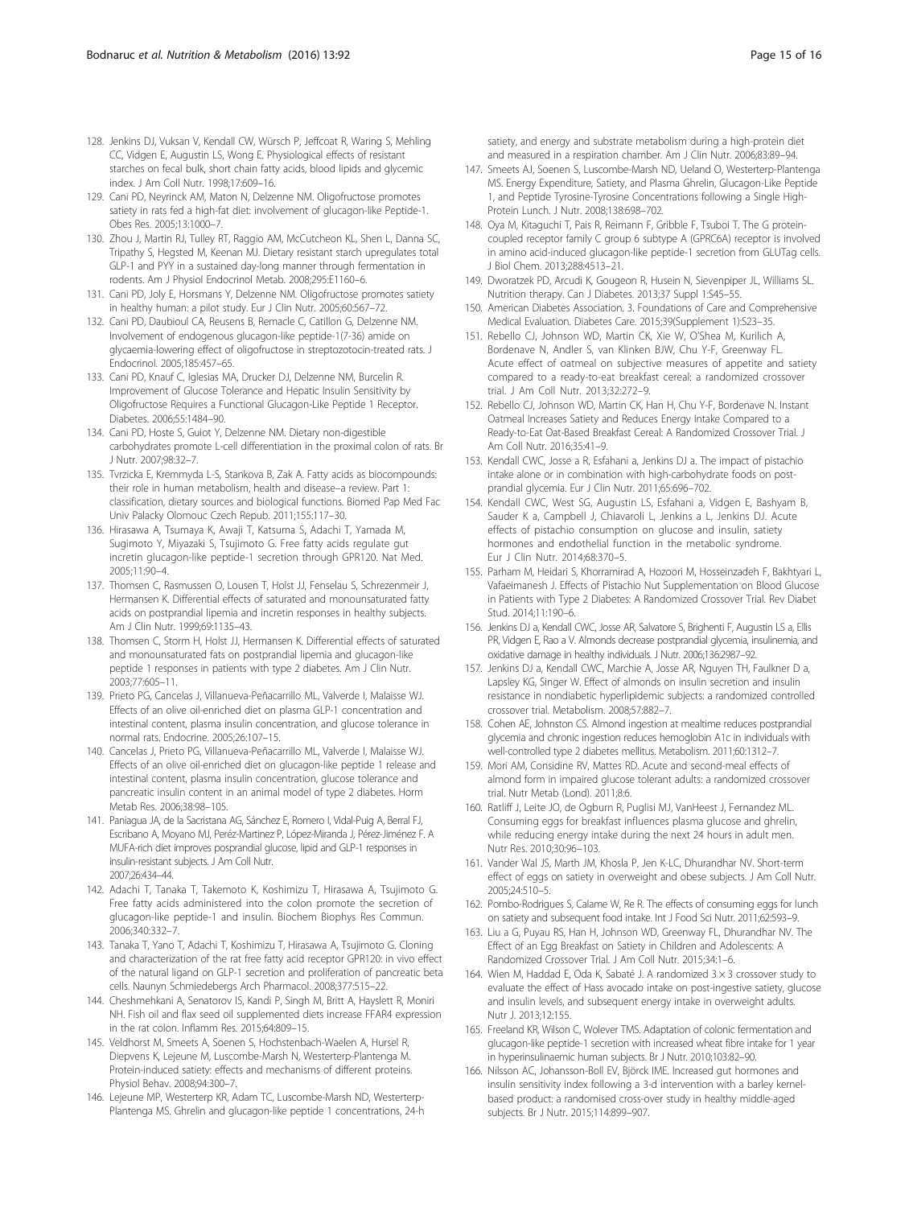128. Jenkins DJ, Vuksan V, Kendall CW, Würsch P, Jeffcoat R, Waring S, Mehling CC, Vidgen E, Augustin LS, Wong E. Physiological effects of resistant starches on fecal bulk, short chain fatty acids, blood lipids and glycemic index. J Am Coll Nutr. 1998;17:609–16.
129. Cani PD, Neyrinck AM, Maton N, Delzenne NM. Oligofructose promotes satiety in rats fed a high-fat diet: involvement of glucagon-like Peptide-1. Obes Res. 2005;13:1000–7.
130. Zhou J, Martin RJ, Tulley RT, Raggio AM, McCutcheon KL, Shen L, Danna SC, Tripathy S, Hegsted M, Keenan MJ. Dietary resistant starch upregulates total GLP-1 and PYY in a sustained day-long manner through fermentation in rodents. Am J Physiol Endocrinol Metab. 2008;295:E1160–6.
131. Cani PD, Joly E, Horsmans Y, Delzenne NM. Oligofructose promotes satiety in healthy human: a pilot study. Eur J Clin Nutr. 2005;60:567–72.
132. Cani PD, Daubioul CA, Reusens B, Remacle C, Catillon G, Delzenne NM. Involvement of endogenous glucagon-like peptide-1(7-36) amide on glycaemia-lowering effect of oligofructose in streptozotocin-treated rats. J Endocrinol. 2005;185:457–65.
133. Cani PD, Knauf C, Iglesias MA, Drucker DJ, Delzenne NM, Burcelin R. Improvement of Glucose Tolerance and Hepatic Insulin Sensitivity by Oligofructose Requires a Functional Glucagon-Like Peptide 1 Receptor. Diabetes. 2006;55:1484–90.
134. Cani PD, Hoste S, Guiot Y, Delzenne NM. Dietary non-digestible carbohydrates promote L-cell differentiation in the proximal colon of rats. Br J Nutr. 2007;98:32–7.
135. Tvrzicka E, Kremmyda L-S, Stankova B, Zak A. Fatty acids as biocompounds: their role in human metabolism, health and disease–a review. Part 1: classification, dietary sources and biological functions. Biomed Pap Med Fac Univ Palacky Olomouc Czech Repub. 2011;155:117–30.
136. Hirasawa A, Tsumaya K, Awaji T, Katsuma S, Adachi T, Yamada M, Sugimoto Y, Miyazaki S, Tsujimoto G. Free fatty acids regulate gut incretin glucagon-like peptide-1 secretion through GPR120. Nat Med. 2005;11:90–4.
137. Thomsen C, Rasmussen O, Lousen T, Holst JJ, Fenselau S, Schrezenmeir J, Hermansen K. Differential effects of saturated and monounsaturated fatty acids on postprandial lipemia and incretin responses in healthy subjects. Am J Clin Nutr. 1999;69:1135–43.
138. Thomsen C, Storm H, Holst JJ, Hermansen K. Differential effects of saturated and monounsaturated fats on postprandial lipemia and glucagon-like peptide 1 responses in patients with type 2 diabetes. Am J Clin Nutr. 2003;77:605–11.
139. Prieto PG, Cancelas J, Villanueva-Peñacarrillo ML, Valverde I, Malaisse WJ. Effects of an olive oil-enriched diet on plasma GLP-1 concentration and intestinal content, plasma insulin concentration, and glucose tolerance in normal rats. Endocrine. 2005;26:107–15.
140. Cancelas J, Prieto PG, Villanueva-Peñacarrillo ML, Valverde I, Malaisse WJ. Effects of an olive oil-enriched diet on glucagon-like peptide 1 release and intestinal content, plasma insulin concentration, glucose tolerance and pancreatic insulin content in an animal model of type 2 diabetes. Horm Metab Res. 2006;38:98–105.
141. Paniagua JA, de la Sacristana AG, Sánchez E, Romero I, Vidal-Puig A, Berral FJ, Escribano A, Moyano MJ, Peréz-Martinez P, López-Miranda J, Pérez-Jiménez F. A MUFA-rich diet improves posprandial glucose, lipid and GLP-1 responses in insulin-resistant subjects. J Am Coll Nutr. 2007;26:434–44.
142. Adachi T, Tanaka T, Takemoto K, Koshimizu T, Hirasawa A, Tsujimoto G. Free fatty acids administered into the colon promote the secretion of glucagon-like peptide-1 and insulin. Biochem Biophys Res Commun. 2006;340:332–7.
143. Tanaka T, Yano T, Adachi T, Koshimizu T, Hirasawa A, Tsujimoto G. Cloning and characterization of the rat free fatty acid receptor GPR120: in vivo effect of the natural ligand on GLP-1 secretion and proliferation of pancreatic beta cells. Naunyn Schmiedebergs Arch Pharmacol. 2008;377:515–22.
144. Cheshmehkani A, Senatorov IS, Kandi P, Singh M, Britt A, Hayslett R, Moniri NH. Fish oil and flax seed oil supplemented diets increase FFAR4 expression in the rat colon. Inflamm Res. 2015;64:809–15.
145. Veldhorst M, Smeets A, Soenen S, Hochstenbach-Waelen A, Hursel R, Diepvens K, Lejeune M, Luscombe-Marsh N, Westerterp-Plantenga M. Protein-induced satiety: effects and mechanisms of different proteins. Physiol Behav. 2008;94:300–7.
146. Lejeune MP, Westerterp KR, Adam TC, Luscombe-Marsh ND, Westerterp-Plantenga MS. Ghrelin and glucagon-like peptide 1 concentrations, 24-h satiety, and energy and substrate metabolism during a high-protein diet and measured in a respiration chamber. Am J Clin Nutr. 2006;83:89–94.
147. Smeets AJ, Soenen S, Luscombe-Marsh ND, Ueland O, Westerterp-Plantenga MS. Energy Expenditure, Satiety, and Plasma Ghrelin, Glucagon-Like Peptide 1, and Peptide Tyrosine-Tyrosine Concentrations following a Single High-Protein Lunch. J Nutr. 2008;138:698–702.
148. Oya M, Kitaguchi T, Pais R, Reimann F, Gribble F, Tsuboi T. The G protein-coupled receptor family C group 6 subtype A (GPRC6A) receptor is involved in amino acid-induced glucagon-like peptide-1 secretion from GLUTag cells. J Biol Chem. 2013;288:4513–21.
149. Dworatzek PD, Arcudi K, Gougeon R, Husein N, Sievenpiper JL, Williams SL. Nutrition therapy. Can J Diabetes. 2013;37 Suppl 1:S45–55.
150. American Diabetes Association. 3. Foundations of Care and Comprehensive Medical Evaluation. Diabetes Care. 2015;39(Supplement 1):S23–35.
151. Rebello CJ, Johnson WD, Martin CK, Xie W, O'Shea M, Kurilich A, Bordenave N, Andler S, van Klinken BJW, Chu Y-F, Greenway FL. Acute effect of oatmeal on subjective measures of appetite and satiety compared to a ready-to-eat breakfast cereal: a randomized crossover trial. J Am Coll Nutr. 2013;32:272–9.
152. Rebello CJ, Johnson WD, Martin CK, Han H, Chu Y-F, Bordenave N. Instant Oatmeal Increases Satiety and Reduces Energy Intake Compared to a Ready-to-Eat Oat-Based Breakfast Cereal: A Randomized Crossover Trial. J Am Coll Nutr. 2016;35:41–9.
153. Kendall CWC, Josse a R, Esfahani a, Jenkins DJ a. The impact of pistachio intake alone or in combination with high-carbohydrate foods on post-prandial glycemia. Eur J Clin Nutr. 2011;65:696–702.
154. Kendall CWC, West SG, Augustin LS, Esfahani a, Vidgen E, Bashyam B, Sauder K a, Campbell J, Chiavaroli L, Jenkins a L, Jenkins DJ. Acute effects of pistachio consumption on glucose and insulin, satiety hormones and endothelial function in the metabolic syndrome. Eur J Clin Nutr. 2014;68:370–5.
155. Parham M, Heidari S, Khorramirad A, Hozoori M, Hosseinzadeh F, Bakhtyari L, Vafaeimanesh J. Effects of Pistachio Nut Supplementation on Blood Glucose in Patients with Type 2 Diabetes: A Randomized Crossover Trial. Rev Diabet Stud. 2014;11:190–6.
156. Jenkins DJ a, Kendall CWC, Josse AR, Salvatore S, Brighenti F, Augustin LS a, Ellis PR, Vidgen E, Rao a V. Almonds decrease postprandial glycemia, insulinemia, and oxidative damage in healthy individuals. J Nutr. 2006;136:2987–92.
157. Jenkins DJ a, Kendall CWC, Marchie A, Josse AR, Nguyen TH, Faulkner D a, Lapsley KG, Singer W. Effect of almonds on insulin secretion and insulin resistance in nondiabetic hyperlipidemic subjects: a randomized controlled crossover trial. Metabolism. 2008;57:882–7.
158. Cohen AE, Johnston CS. Almond ingestion at mealtime reduces postprandial glycemia and chronic ingestion reduces hemoglobin A1c in individuals with well-controlled type 2 diabetes mellitus. Metabolism. 2011;60:1312–7.
159. Mori AM, Considine RV, Mattes RD. Acute and second-meal effects of almond form in impaired glucose tolerant adults: a randomized crossover trial. Nutr Metab (Lond). 2011;8:6.
160. Ratliff J, Leite JO, de Ogburn R, Puglisi MJ, VanHeest J, Fernandez ML. Consuming eggs for breakfast influences plasma glucose and ghrelin, while reducing energy intake during the next 24 hours in adult men. Nutr Res. 2010;30:96–103.
161. Vander Wal JS, Marth JM, Khosla P, Jen K-LC, Dhurandhar NV. Short-term effect of eggs on satiety in overweight and obese subjects. J Am Coll Nutr. 2005;24:510–5.
162. Pombo-Rodrigues S, Calame W, Re R. The effects of consuming eggs for lunch on satiety and subsequent food intake. Int J Food Sci Nutr. 2011;62:593–9.
163. Liu a G, Puyau RS, Han H, Johnson WD, Greenway FL, Dhurandhar NV. The Effect of an Egg Breakfast on Satiety in Children and Adolescents: A Randomized Crossover Trial. J Am Coll Nutr. 2015;34:1–6.
164. Wien M, Haddad E, Oda K, Sabaté J. A randomized 3 × 3 crossover study to evaluate the effect of Hass avocado intake on post-ingestive satiety, glucose and insulin levels, and subsequent energy intake in overweight adults. Nutr J. 2013;12:155.
165. Freeland KR, Wilson C, Wolever TMS. Adaptation of colonic fermentation and glucagon-like peptide-1 secretion with increased wheat fibre intake for 1 year in hyperinsulinaemic human subjects. Br J Nutr. 2010;103:82–90.
166. Nilsson AC, Johansson-Boll EV, Björck IME. Increased gut hormones and insulin sensitivity index following a 3-d intervention with a barley kernel-based product: a randomised cross-over study in healthy middle-aged subjects. Br J Nutr. 2015;114:899–907.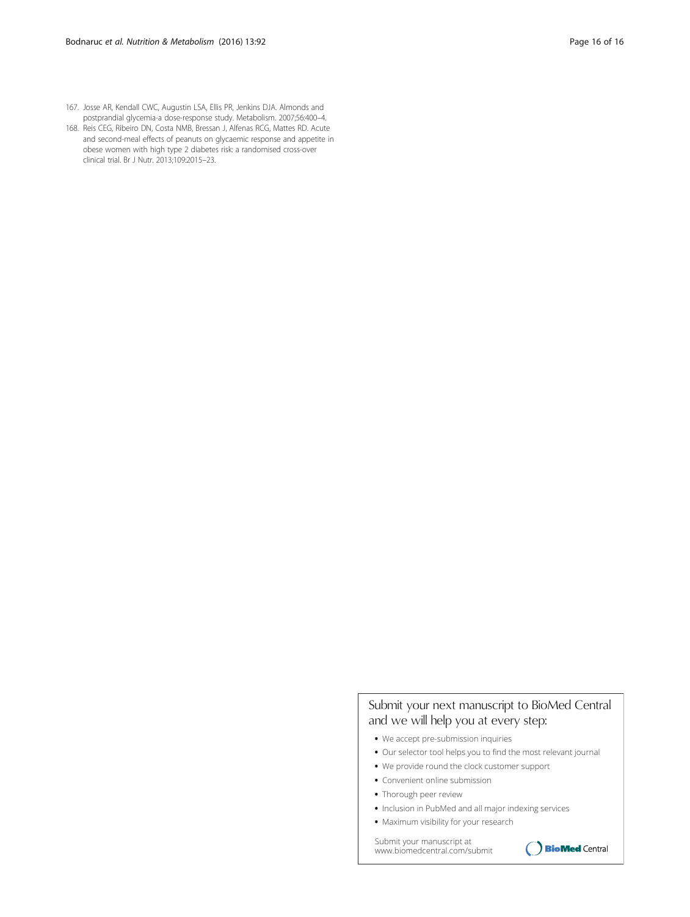167. Josse AR, Kendall CWC, Augustin LSA, Ellis PR, Jenkins DJA. Almonds and postprandial glycemia-a dose-response study. Metabolism. 2007;56:400–4.
168. Reis CEG, Ribeiro DN, Costa NMB, Bressan J, Alfenas RCG, Mattes RD. Acute and second-meal effects of peanuts on glycaemic response and appetite in obese women with high type 2 diabetes risk: a randomised cross-over clinical trial. Br J Nutr. 2013;109:2015–23.

Submit your next manuscript to BioMed Central and we will help you at every step:

- We accept pre-submission inquiries
- Our selector tool helps you to find the most relevant journal
- We provide round the clock customer support
- Convenient online submission
- Thorough peer review
- Inclusion in PubMed and all major indexing services
- Maximum visibility for your research

Submit your manuscript at
www.biomedcentral.com/submit

BioMed Central